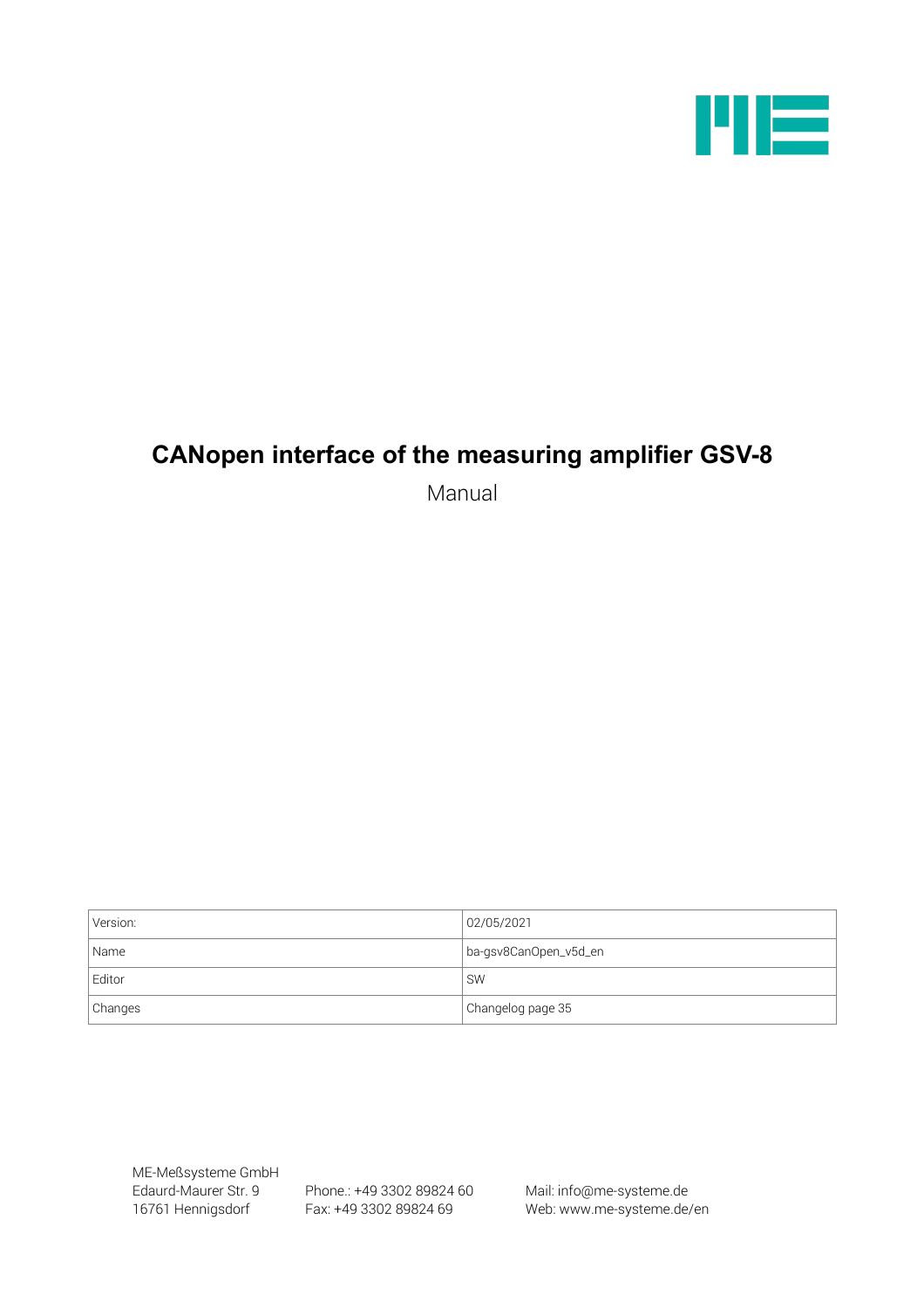# CANopen interface of the measuring amplifier GSV-8

Manual

| Version: | 02/05/2021 |
|---|---|
| Name | ba-gsv8CanOpen_v5d_en |
| Editor | SW |
| Changes | Changelog page 35 |

ME-Meßsysteme GmbH
Edaurd-Maurer Str. 9
16761 Hennigsdorf

Phone.: +49 3302 89824 60
Fax: +49 3302 89824 69

Mail: info@me-systeme.de
Web: www.me-systeme.de/en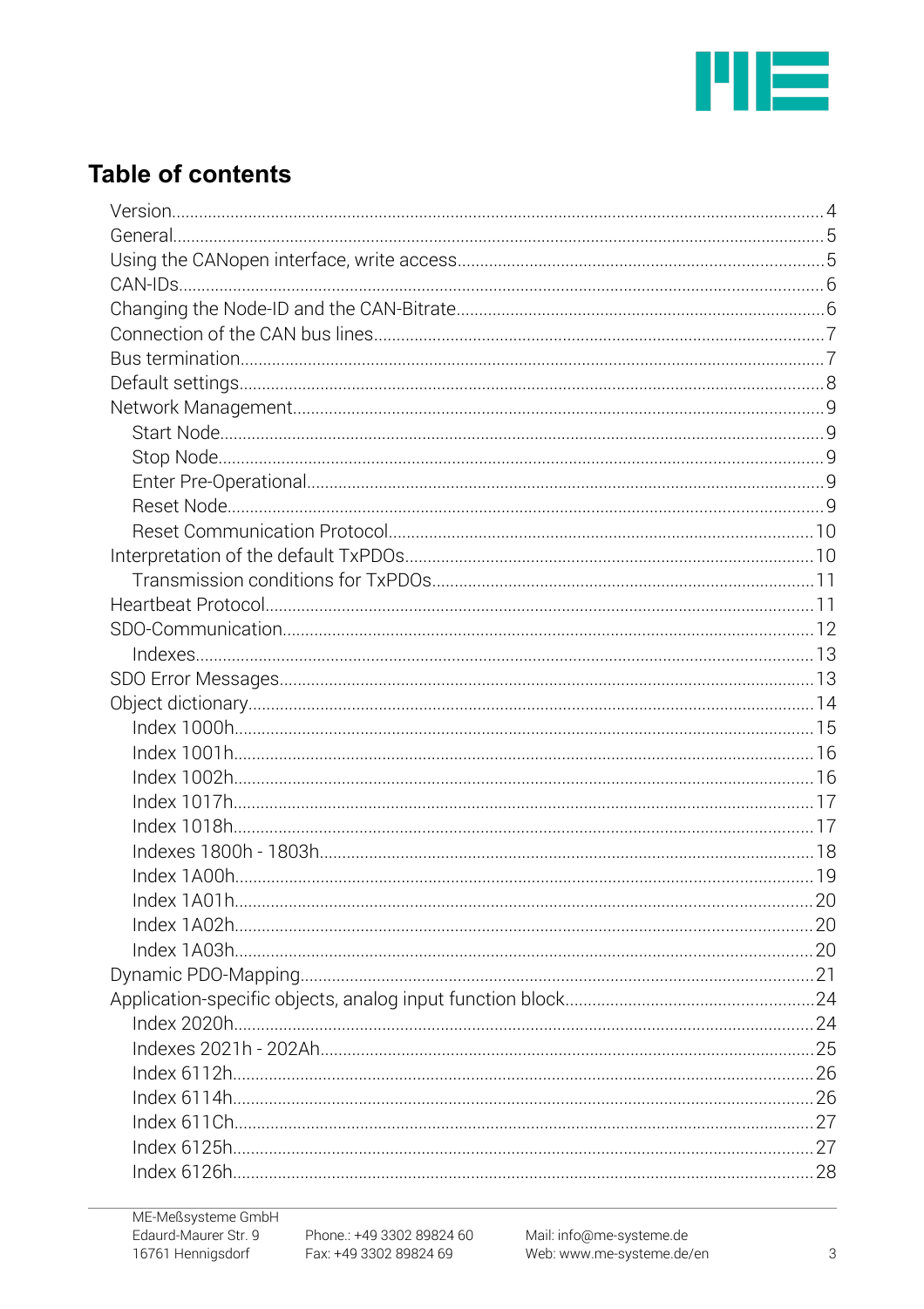# Table of contents

- Version....4
- General....5
- Using the CANopen interface, write access....5
- CAN-IDs....6
- Changing the Node-ID and the CAN-Bitrate....6
- Connection of the CAN bus lines....7
- Bus termination....7
- Default settings....8
- Network Management....9
  - Start Node....9
  - Stop Node....9
  - Enter Pre-Operational....9
  - Reset Node....9
  - Reset Communication Protocol....10
- Interpretation of the default TxPDOs....10
  - Transmission conditions for TxPDOs....11
- Heartbeat Protocol....11
- SDO-Communication....12
  - Indexes....13
- SDO Error Messages....13
- Object dictionary....14
  - Index 1000h....15
  - Index 1001h....16
  - Index 1002h....16
  - Index 1017h....17
  - Index 1018h....17
  - Indexes 1800h - 1803h....18
  - Index 1A00h....19
  - Index 1A01h....20
  - Index 1A02h....20
  - Index 1A03h....20
- Dynamic PDO-Mapping....21
- Application-specific objects, analog input function block....24
  - Index 2020h....24
  - Indexes 2021h - 202Ah....25
  - Index 6112h....26
  - Index 6114h....26
  - Index 611Ch....27
  - Index 6125h....27
  - Index 6126h....28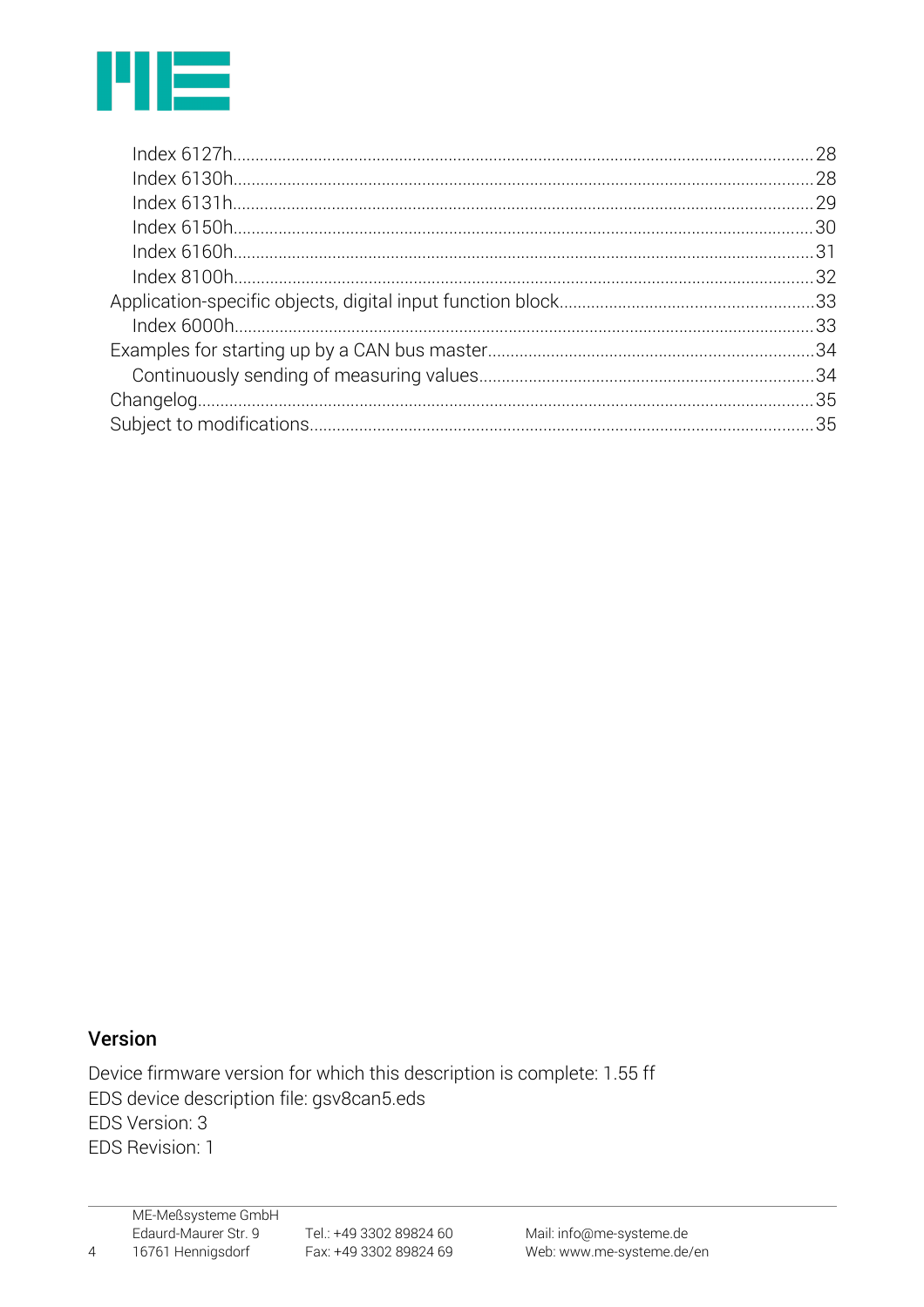- Index 6127h ........ 28
- Index 6130h ........ 28
- Index 6131h ........ 29
- Index 6150h ........ 30
- Index 6160h ........ 31
- Index 8100h ........ 32

Application-specific objects, digital input function block ........ 33

- Index 6000h ........ 33

Examples for starting up by a CAN bus master ........ 34

- Continuously sending of measuring values ........ 34

Changelog ........ 35

Subject to modifications ........ 35

## Version

Device firmware version for which this description is complete: 1.55 ff
EDS device description file: gsv8can5.eds
EDS Version: 3
EDS Revision: 1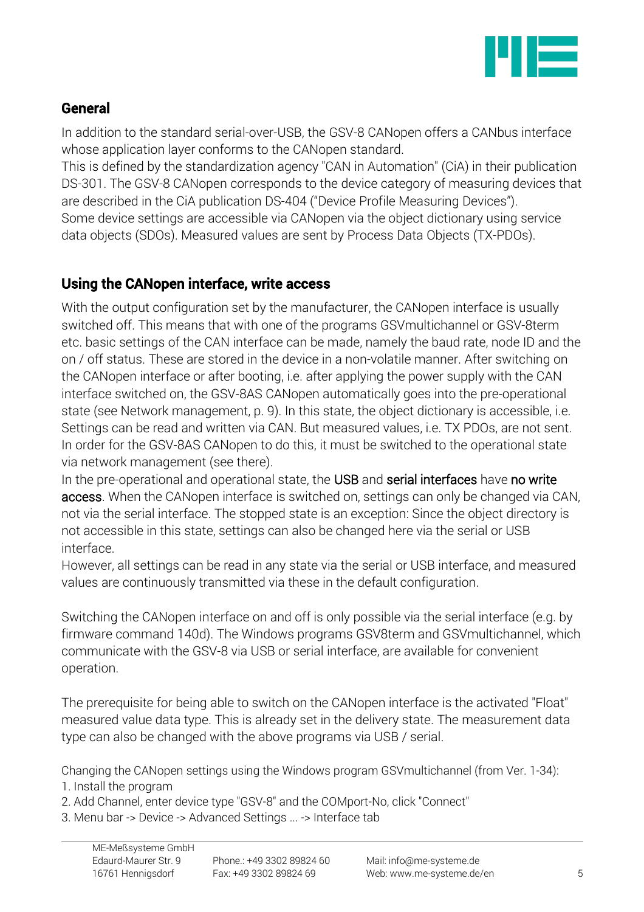## General

In addition to the standard serial-over-USB, the GSV-8 CANopen offers a CANbus interface whose application layer conforms to the CANopen standard.
This is defined by the standardization agency "CAN in Automation" (CiA) in their publication DS-301. The GSV-8 CANopen corresponds to the device category of measuring devices that are described in the CiA publication DS-404 ("Device Profile Measuring Devices").
Some device settings are accessible via CANopen via the object dictionary using service data objects (SDOs). Measured values are sent by Process Data Objects (TX-PDOs).

## Using the CANopen interface, write access

With the output configuration set by the manufacturer, the CANopen interface is usually switched off. This means that with one of the programs GSVmultichannel or GSV-8term etc. basic settings of the CAN interface can be made, namely the baud rate, node ID and the on / off status. These are stored in the device in a non-volatile manner. After switching on the CANopen interface or after booting, i.e. after applying the power supply with the CAN interface switched on, the GSV-8AS CANopen automatically goes into the pre-operational state (see Network management, p. 9). In this state, the object dictionary is accessible, i.e. Settings can be read and written via CAN. But measured values, i.e. TX PDOs, are not sent. In order for the GSV-8AS CANopen to do this, it must be switched to the operational state via network management (see there).
In the pre-operational and operational state, the USB and serial interfaces have no write access. When the CANopen interface is switched on, settings can only be changed via CAN, not via the serial interface. The stopped state is an exception: Since the object directory is not accessible in this state, settings can also be changed here via the serial or USB interface.
However, all settings can be read in any state via the serial or USB interface, and measured values are continuously transmitted via these in the default configuration.

Switching the CANopen interface on and off is only possible via the serial interface (e.g. by firmware command 140d). The Windows programs GSV8term and GSVmultichannel, which communicate with the GSV-8 via USB or serial interface, are available for convenient operation.

The prerequisite for being able to switch on the CANopen interface is the activated "Float" measured value data type. This is already set in the delivery state. The measurement data type can also be changed with the above programs via USB / serial.

Changing the CANopen settings using the Windows program GSVmultichannel (from Ver. 1-34):

1. Install the program
2. Add Channel, enter device type "GSV-8" and the COMport-No, click "Connect"
3. Menu bar -> Device -> Advanced Settings ... -> Interface tab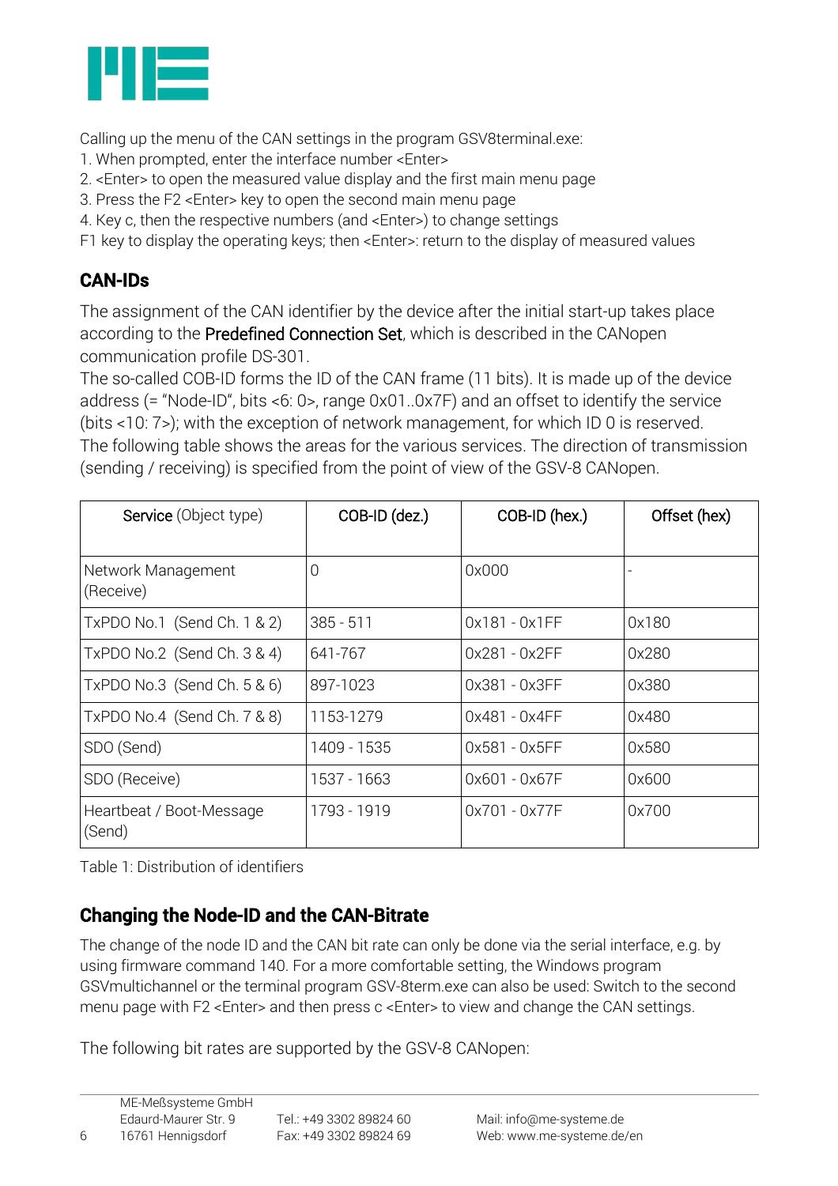Calling up the menu of the CAN settings in the program GSV8terminal.exe:
1. When prompted, enter the interface number <Enter>
2. <Enter> to open the measured value display and the first main menu page
3. Press the F2 <Enter> key to open the second main menu page
4. Key c, then the respective numbers (and <Enter>) to change settings
F1 key to display the operating keys; then <Enter>: return to the display of measured values

## CAN-IDs

The assignment of the CAN identifier by the device after the initial start-up takes place according to the **Predefined Connection Set**, which is described in the CANopen communication profile DS-301.
The so-called COB-ID forms the ID of the CAN frame (11 bits). It is made up of the device address (= "Node-ID", bits <6: 0>, range 0x01..0x7F) and an offset to identify the service (bits <10: 7>); with the exception of network management, for which ID 0 is reserved.
The following table shows the areas for the various services. The direction of transmission (sending / receiving) is specified from the point of view of the GSV-8 CANopen.

| **Service** (Object type) | **COB-ID (dez.)** | **COB-ID (hex.)** | **Offset (hex)** |
|---|---|---|---|
| Network Management (Receive) | 0 | 0x000 | - |
| TxPDO No.1 (Send Ch. 1 & 2) | 385 - 511 | 0x181 - 0x1FF | 0x180 |
| TxPDO No.2 (Send Ch. 3 & 4) | 641-767 | 0x281 - 0x2FF | 0x280 |
| TxPDO No.3 (Send Ch. 5 & 6) | 897-1023 | 0x381 - 0x3FF | 0x380 |
| TxPDO No.4 (Send Ch. 7 & 8) | 1153-1279 | 0x481 - 0x4FF | 0x480 |
| SDO (Send) | 1409 - 1535 | 0x581 - 0x5FF | 0x580 |
| SDO (Receive) | 1537 - 1663 | 0x601 - 0x67F | 0x600 |
| Heartbeat / Boot-Message (Send) | 1793 - 1919 | 0x701 - 0x77F | 0x700 |

Table 1: Distribution of identifiers

## Changing the Node-ID and the CAN-Bitrate

The change of the node ID and the CAN bit rate can only be done via the serial interface, e.g. by using firmware command 140. For a more comfortable setting, the Windows program GSVmultichannel or the terminal program GSV-8term.exe can also be used: Switch to the second menu page with F2 <Enter> and then press c <Enter> to view and change the CAN settings.

The following bit rates are supported by the GSV-8 CANopen: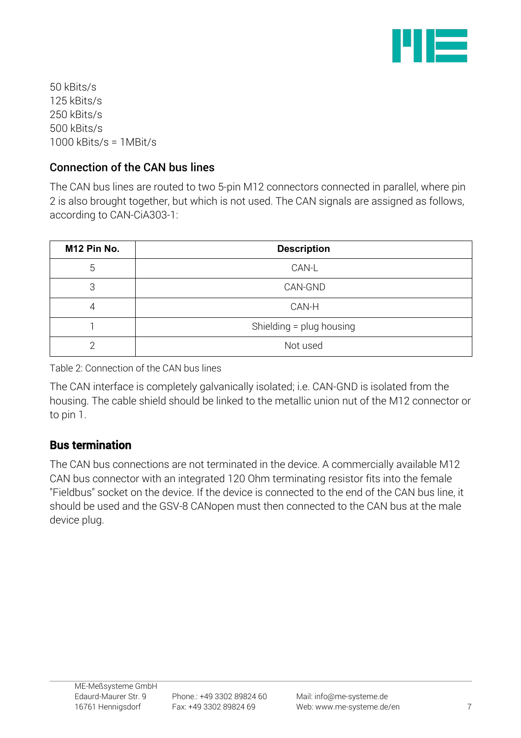50 kBits/s
125 kBits/s
250 kBits/s
500 kBits/s
1000 kBits/s = 1MBit/s

### Connection of the CAN bus lines

The CAN bus lines are routed to two 5-pin M12 connectors connected in parallel, where pin 2 is also brought together, but which is not used. The CAN signals are assigned as follows, according to CAN-CiA303-1:

| M12 Pin No. | Description |
|---|---|
| 5 | CAN-L |
| 3 | CAN-GND |
| 4 | CAN-H |
| 1 | Shielding = plug housing |
| 2 | Not used |

Table 2: Connection of the CAN bus lines

The CAN interface is completely galvanically isolated; i.e. CAN-GND is isolated from the housing. The cable shield should be linked to the metallic union nut of the M12 connector or to pin 1.

### Bus termination

The CAN bus connections are not terminated in the device. A commercially available M12 CAN bus connector with an integrated 120 Ohm terminating resistor fits into the female "Fieldbus" socket on the device. If the device is connected to the end of the CAN bus line, it should be used and the GSV-8 CANopen must then connected to the CAN bus at the male device plug.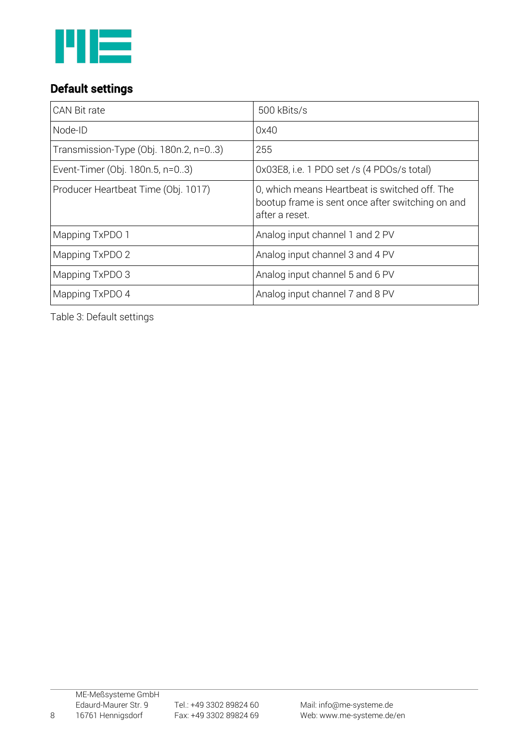## Default settings

| CAN Bit rate | 500 kBits/s |
|---|---|
| Node-ID | 0x40 |
| Transmission-Type (Obj. 180n.2, n=0..3) | 255 |
| Event-Timer (Obj. 180n.5, n=0..3) | 0x03E8, i.e. 1 PDO set /s (4 PDOs/s total) |
| Producer Heartbeat Time (Obj. 1017) | 0, which means Heartbeat is switched off. The bootup frame is sent once after switching on and after a reset. |
| Mapping TxPDO 1 | Analog input channel 1 and 2 PV |
| Mapping TxPDO 2 | Analog input channel 3 and 4 PV |
| Mapping TxPDO 3 | Analog input channel 5 and 6 PV |
| Mapping TxPDO 4 | Analog input channel 7 and 8 PV |

Table 3: Default settings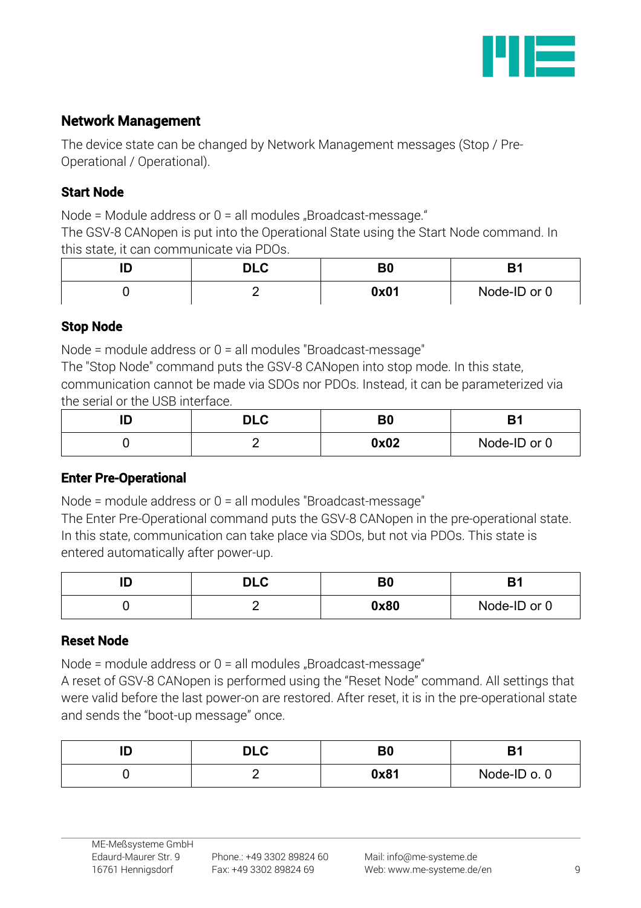## Network Management

The device state can be changed by Network Management messages (Stop / Pre-Operational / Operational).

### Start Node

Node = Module address or 0 = all modules „Broadcast-message."
The GSV-8 CANopen is put into the Operational State using the Start Node command. In this state, it can communicate via PDOs.

| ID | DLC | B0 | B1 |
|---|---|---|---|
| 0 | 2 | **0x01** | Node-ID or 0 |

### Stop Node

Node = module address or 0 = all modules "Broadcast-message"
The "Stop Node" command puts the GSV-8 CANopen into stop mode. In this state, communication cannot be made via SDOs nor PDOs. Instead, it can be parameterized via the serial or the USB interface.

| ID | DLC | B0 | B1 |
|---|---|---|---|
| 0 | 2 | **0x02** | Node-ID or 0 |

### Enter Pre-Operational

Node = module address or 0 = all modules "Broadcast-message"
The Enter Pre-Operational command puts the GSV-8 CANopen in the pre-operational state. In this state, communication can take place via SDOs, but not via PDOs. This state is entered automatically after power-up.

| ID | DLC | B0 | B1 |
|---|---|---|---|
| 0 | 2 | **0x80** | Node-ID or 0 |

### Reset Node

Node = module address or 0 = all modules „Broadcast-message"
A reset of GSV-8 CANopen is performed using the "Reset Node" command. All settings that were valid before the last power-on are restored. After reset, it is in the pre-operational state and sends the "boot-up message" once.

| ID | DLC | B0 | B1 |
|---|---|---|---|
| 0 | 2 | **0x81** | Node-ID o. 0 |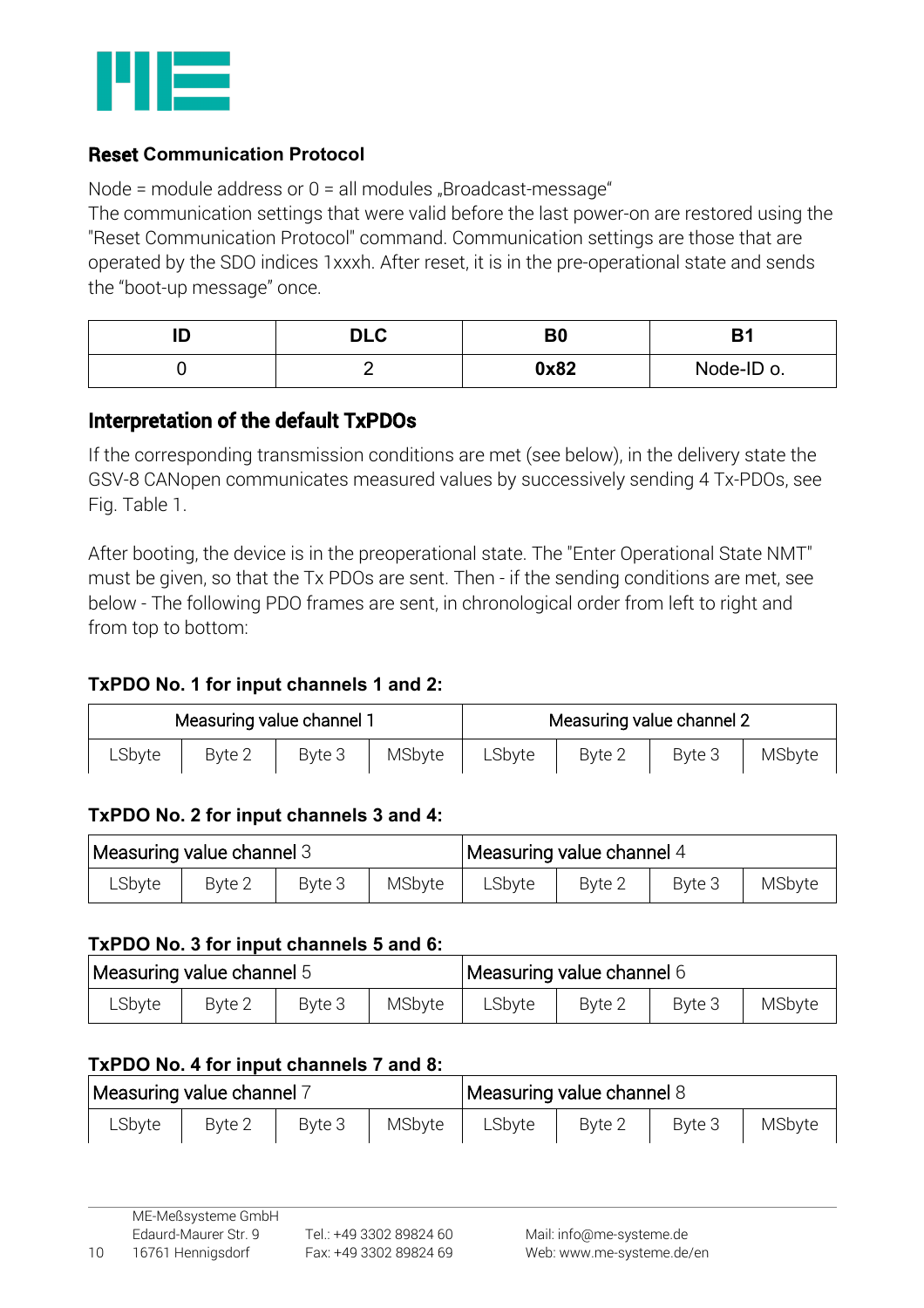### Reset Communication Protocol

Node = module address or 0 = all modules „Broadcast-message“
The communication settings that were valid before the last power-on are restored using the "Reset Communication Protocol" command. Communication settings are those that are operated by the SDO indices 1xxxh. After reset, it is in the pre-operational state and sends the “boot-up message” once.

| ID | DLC | B0 | B1 |
|---|---|---|---|
| 0 | 2 | **0x82** | Node-ID o. |

## Interpretation of the default TxPDOs

If the corresponding transmission conditions are met (see below), in the delivery state the GSV-8 CANopen communicates measured values by successively sending 4 Tx-PDOs, see Fig. Table 1.

After booting, the device is in the preoperational state. The "Enter Operational State NMT" must be given, so that the Tx PDOs are sent. Then - if the sending conditions are met, see below - The following PDO frames are sent, in chronological order from left to right and from top to bottom:

**TxPDO No. 1 for input channels 1 and 2:**

| Measuring value channel 1 | | | | Measuring value channel 2 | | | |
|---|---|---|---|---|---|---|---|
| LSbyte | Byte 2 | Byte 3 | MSbyte | LSbyte | Byte 2 | Byte 3 | MSbyte |

**TxPDO No. 2 for input channels 3 and 4:**

| Measuring value channel 3 | | | | Measuring value channel 4 | | | |
|---|---|---|---|---|---|---|---|
| LSbyte | Byte 2 | Byte 3 | MSbyte | LSbyte | Byte 2 | Byte 3 | MSbyte |

**TxPDO No. 3 for input channels 5 and 6:**

| Measuring value channel 5 | | | | Measuring value channel 6 | | | |
|---|---|---|---|---|---|---|---|
| LSbyte | Byte 2 | Byte 3 | MSbyte | LSbyte | Byte 2 | Byte 3 | MSbyte |

**TxPDO No. 4 for input channels 7 and 8:**

| Measuring value channel 7 | | | | Measuring value channel 8 | | | |
|---|---|---|---|---|---|---|---|
| LSbyte | Byte 2 | Byte 3 | MSbyte | LSbyte | Byte 2 | Byte 3 | MSbyte |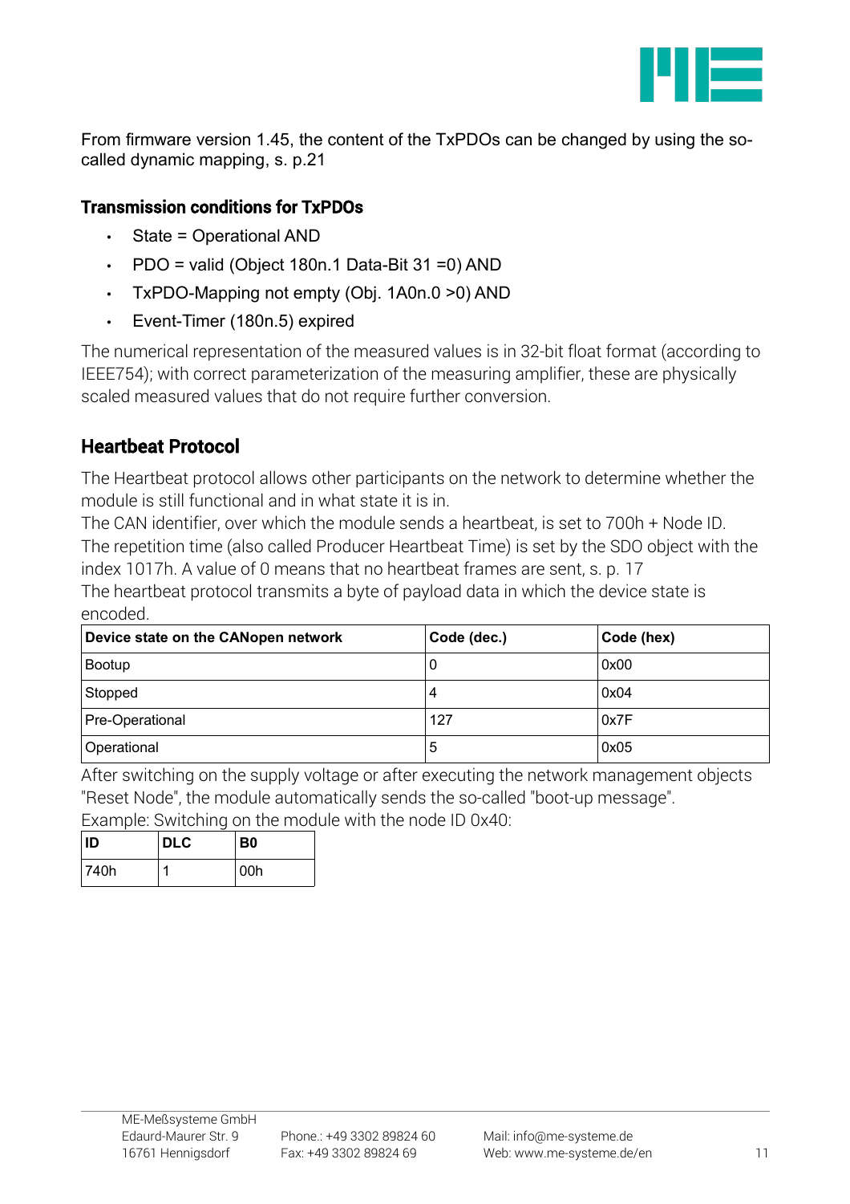From firmware version 1.45, the content of the TxPDOs can be changed by using the so-called dynamic mapping, s. p.21

### Transmission conditions for TxPDOs

- State = Operational AND
- PDO = valid (Object 180n.1 Data-Bit 31 =0) AND
- TxPDO-Mapping not empty (Obj. 1A0n.0 >0) AND
- Event-Timer (180n.5) expired

The numerical representation of the measured values is in 32-bit float format (according to IEEE754); with correct parameterization of the measuring amplifier, these are physically scaled measured values that do not require further conversion.

## Heartbeat Protocol

The Heartbeat protocol allows other participants on the network to determine whether the module is still functional and in what state it is in.
The CAN identifier, over which the module sends a heartbeat, is set to 700h + Node ID.
The repetition time (also called Producer Heartbeat Time) is set by the SDO object with the index 1017h. A value of 0 means that no heartbeat frames are sent, s. p. 17
The heartbeat protocol transmits a byte of payload data in which the device state is encoded.

| Device state on the CANopen network | Code (dec.) | Code (hex) |
|---|---|---|
| Bootup | 0 | 0x00 |
| Stopped | 4 | 0x04 |
| Pre-Operational | 127 | 0x7F |
| Operational | 5 | 0x05 |

After switching on the supply voltage or after executing the network management objects "Reset Node", the module automatically sends the so-called "boot-up message".
Example: Switching on the module with the node ID 0x40:

| ID | DLC | B0 |
|---|---|---|
| 740h | 1 | 00h |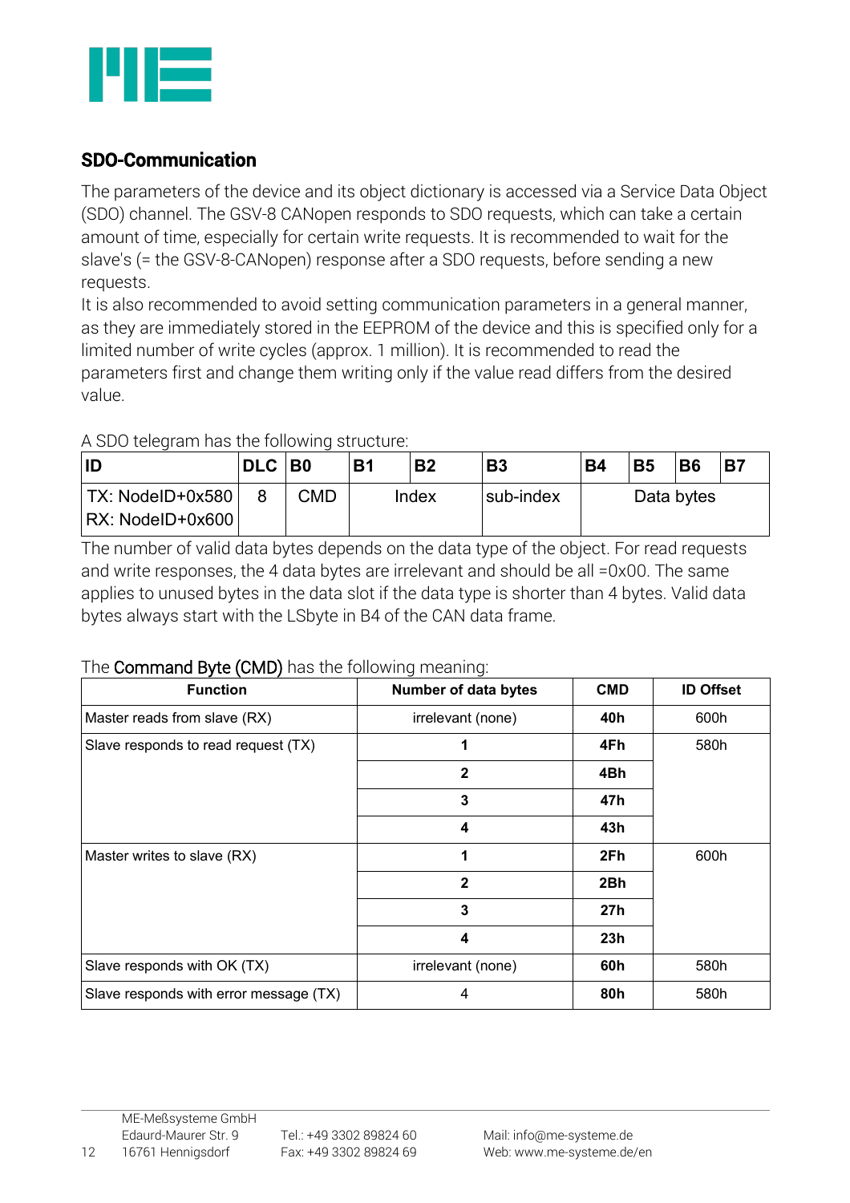## SDO-Communication

The parameters of the device and its object dictionary is accessed via a Service Data Object (SDO) channel. The GSV-8 CANopen responds to SDO requests, which can take a certain amount of time, especially for certain write requests. It is recommended to wait for the slave's (= the GSV-8-CANopen) response after a SDO requests, before sending a new requests.
It is also recommended to avoid setting communication parameters in a general manner, as they are immediately stored in the EEPROM of the device and this is specified only for a limited number of write cycles (approx. 1 million). It is recommended to read the parameters first and change them writing only if the value read differs from the desired value.

A SDO telegram has the following structure:

| ID | DLC | B0 | B1 | B2 | B3 | B4 | B5 | B6 | B7 |
|---|---|---|---|---|---|---|---|---|---|
| TX: NodeID+0x580<br>RX: NodeID+0x600 | 8 | CMD | Index | | sub-index | Data bytes | | | |

The number of valid data bytes depends on the data type of the object. For read requests and write responses, the 4 data bytes are irrelevant and should be all =0x00. The same applies to unused bytes in the data slot if the data type is shorter than 4 bytes. Valid data bytes always start with the LSbyte in B4 of the CAN data frame.

The **Command Byte (CMD)** has the following meaning:

| Function | Number of data bytes | CMD | ID Offset |
|---|---|---|---|
| Master reads from slave (RX) | irrelevant (none) | **40h** | 600h |
| Slave responds to read request (TX) | **1** | **4Fh** | 580h |
| | **2** | **4Bh** | |
| | **3** | **47h** | |
| | **4** | **43h** | |
| Master writes to slave (RX) | **1** | **2Fh** | 600h |
| | **2** | **2Bh** | |
| | **3** | **27h** | |
| | **4** | **23h** | |
| Slave responds with OK (TX) | irrelevant (none) | **60h** | 580h |
| Slave responds with error message (TX) | 4 | **80h** | 580h |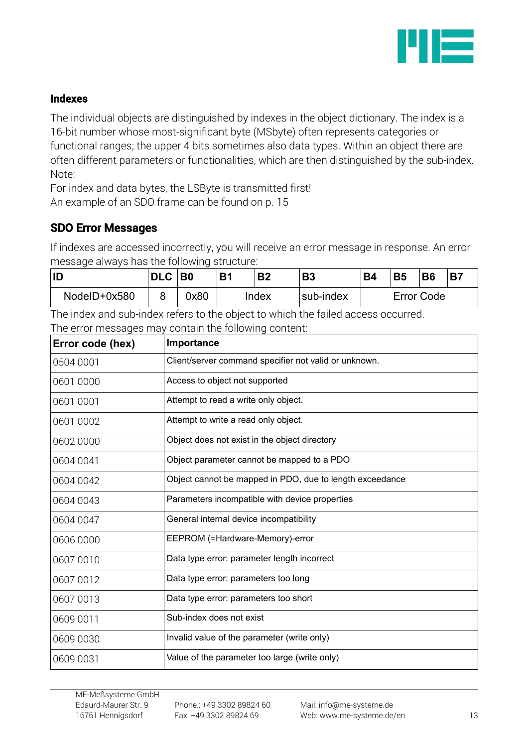## Indexes

The individual objects are distinguished by indexes in the object dictionary. The index is a 16-bit number whose most-significant byte (MSbyte) often represents categories or functional ranges; the upper 4 bits sometimes also data types. Within an object there are often different parameters or functionalities, which are then distinguished by the sub-index.
Note:
For index and data bytes, the LSByte is transmitted first!
An example of an SDO frame can be found on p. 15

## SDO Error Messages

If indexes are accessed incorrectly, you will receive an error message in response. An error message always has the following structure:

| ID | DLC | B0 | B1 | B2 | B3 | B4 | B5 | B6 | B7 |
|---|---|---|---|---|---|---|---|---|---|
| NodeID+0x580 | 8 | 0x80 | Index | | sub-index | Error Code | | | |

The index and sub-index refers to the object to which the failed access occurred.
The error messages may contain the following content:

| Error code (hex) | Importance |
|---|---|
| 0504 0001 | Client/server command specifier not valid or unknown. |
| 0601 0000 | Access to object not supported |
| 0601 0001 | Attempt to read a write only object. |
| 0601 0002 | Attempt to write a read only object. |
| 0602 0000 | Object does not exist in the object directory |
| 0604 0041 | Object parameter cannot be mapped to a PDO |
| 0604 0042 | Object cannot be mapped in PDO, due to length exceedance |
| 0604 0043 | Parameters incompatible with device properties |
| 0604 0047 | General internal device incompatibility |
| 0606 0000 | EEPROM (=Hardware-Memory)-error |
| 0607 0010 | Data type error: parameter length incorrect |
| 0607 0012 | Data type error: parameters too long |
| 0607 0013 | Data type error: parameters too short |
| 0609 0011 | Sub-index does not exist |
| 0609 0030 | Invalid value of the parameter (write only) |
| 0609 0031 | Value of the parameter too large (write only) |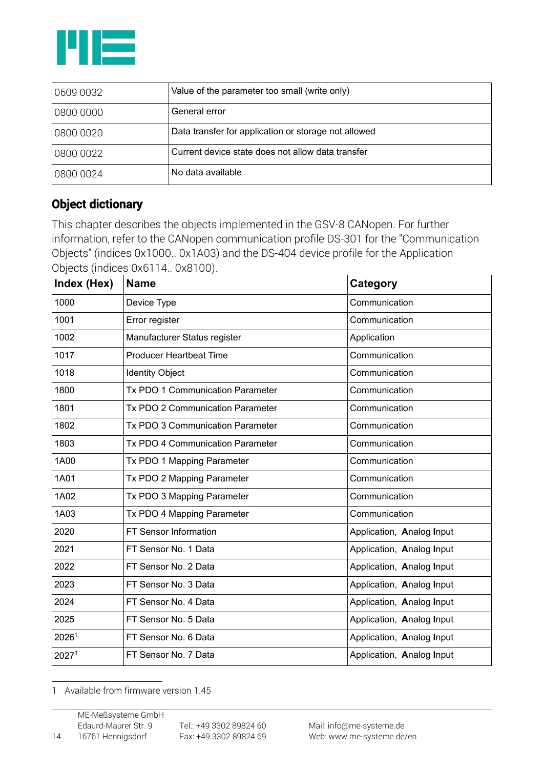| | |
|---|---|
| 0609 0032 | Value of the parameter too small (write only) |
| 0800 0000 | General error |
| 0800 0020 | Data transfer for application or storage not allowed |
| 0800 0022 | Current device state does not allow data transfer |
| 0800 0024 | No data available |

## Object dictionary

This chapter describes the objects implemented in the GSV-8 CANopen. For further information, refer to the CANopen communication profile DS-301 for the "Communication Objects" (indices 0x1000.. 0x1A03) and the DS-404 device profile for the Application Objects (indices 0x6114.. 0x8100).

| Index (Hex) | Name | Category |
|---|---|---|
| 1000 | Device Type | Communication |
| 1001 | Error register | Communication |
| 1002 | Manufacturer Status register | Application |
| 1017 | Producer Heartbeat Time | Communication |
| 1018 | Identity Object | Communication |
| 1800 | Tx PDO 1 Communication Parameter | Communication |
| 1801 | Tx PDO 2 Communication Parameter | Communication |
| 1802 | Tx PDO 3 Communication Parameter | Communication |
| 1803 | Tx PDO 4 Communication Parameter | Communication |
| 1A00 | Tx PDO 1 Mapping Parameter | Communication |
| 1A01 | Tx PDO 2 Mapping Parameter | Communication |
| 1A02 | Tx PDO 3 Mapping Parameter | Communication |
| 1A03 | Tx PDO 4 Mapping Parameter | Communication |
| 2020 | FT Sensor Information | Application, **A**nalog **I**nput |
| 2021 | FT Sensor No. 1 Data | Application, **A**nalog **I**nput |
| 2022 | FT Sensor No. 2 Data | Application, **A**nalog **I**nput |
| 2023 | FT Sensor No. 3 Data | Application, **A**nalog **I**nput |
| 2024 | FT Sensor No. 4 Data | Application, **A**nalog **I**nput |
| 2025 | FT Sensor No. 5 Data | Application, **A**nalog **I**nput |
| 2026[1] | FT Sensor No. 6 Data | Application, **A**nalog **I**nput |
| 2027[1] | FT Sensor No. 7 Data | Application, **A**nalog **I**nput |

1 Available from firmware version 1.45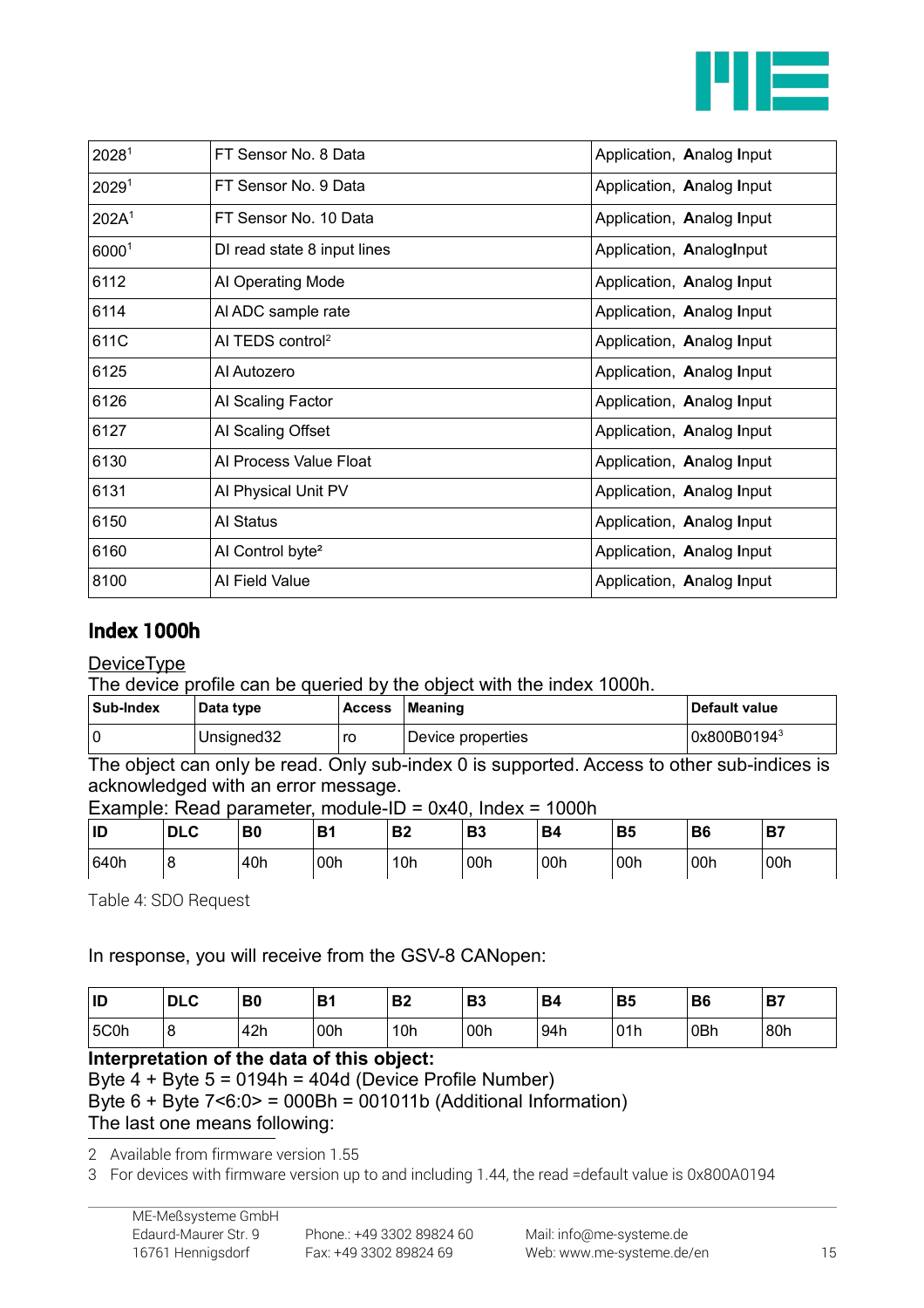| | | |
|---|---|---|
| 2028[1] | FT Sensor No. 8 Data | Application, **A**nalog **I**nput |
| 2029[1] | FT Sensor No. 9 Data | Application, **A**nalog **I**nput |
| 202A[1] | FT Sensor No. 10 Data | Application, **A**nalog **I**nput |
| 6000[1] | DI read state 8 input lines | Application, **A**nalog**I**nput |
| 6112 | AI Operating Mode | Application, **A**nalog **I**nput |
| 6114 | AI ADC sample rate | Application, **A**nalog **I**nput |
| 611C | AI TEDS control[2] | Application, **A**nalog **I**nput |
| 6125 | AI Autozero | Application, **A**nalog **I**nput |
| 6126 | AI Scaling Factor | Application, **A**nalog **I**nput |
| 6127 | AI Scaling Offset | Application, **A**nalog **I**nput |
| 6130 | AI Process Value Float | Application, **A**nalog **I**nput |
| 6131 | AI Physical Unit PV | Application, **A**nalog **I**nput |
| 6150 | AI Status | Application, **A**nalog **I**nput |
| 6160 | AI Control byte[2] | Application, **A**nalog **I**nput |
| 8100 | AI Field Value | Application, **A**nalog **I**nput |

## Index 1000h

DeviceType

The device profile can be queried by the object with the index 1000h.

| Sub-Index | Data type | Access | Meaning | Default value |
|---|---|---|---|---|
| 0 | Unsigned32 | ro | Device properties | 0x800B0194[3] |

The object can only be read. Only sub-index 0 is supported. Access to other sub-indices is acknowledged with an error message.

Example: Read parameter, module-ID = 0x40, Index = 1000h

| ID | DLC | B0 | B1 | B2 | B3 | B4 | B5 | B6 | B7 |
|---|---|---|---|---|---|---|---|---|---|
| 640h | 8 | 40h | 00h | 10h | 00h | 00h | 00h | 00h | 00h |

Table 4: SDO Request

In response, you will receive from the GSV-8 CANopen:

| ID | DLC | B0 | B1 | B2 | B3 | B4 | B5 | B6 | B7 |
|---|---|---|---|---|---|---|---|---|---|
| 5C0h | 8 | 42h | 00h | 10h | 00h | 94h | 01h | 0Bh | 80h |

**Interpretation of the data of this object:**

Byte 4 + Byte 5 = 0194h = 404d (Device Profile Number)

Byte 6 + Byte 7<6:0> = 000Bh = 001011b (Additional Information)

The last one means following:

2 Available from firmware version 1.55

3 For devices with firmware version up to and including 1.44, the read =default value is 0x800A0194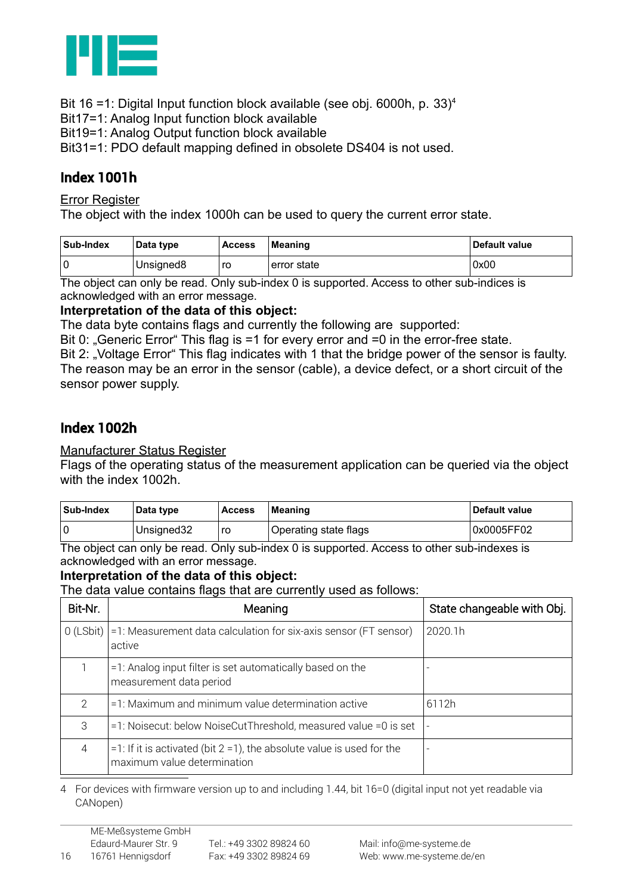Bit 16 =1: Digital Input function block available (see obj. 6000h, p. 33)[4]
Bit17=1: Analog Input function block available
Bit19=1: Analog Output function block available
Bit31=1: PDO default mapping defined in obsolete DS404 is not used.

## Index 1001h

Error Register
The object with the index 1000h can be used to query the current error state.

| Sub-Index | Data type | Access | Meaning | Default value |
|---|---|---|---|---|
| 0 | Unsigned8 | ro | error state | 0x00 |

The object can only be read. Only sub-index 0 is supported. Access to other sub-indices is acknowledged with an error message.

**Interpretation of the data of this object:**

The data byte contains flags and currently the following are supported:
Bit 0: „Generic Error“ This flag is =1 for every error and =0 in the error-free state.
Bit 2: „Voltage Error“ This flag indicates with 1 that the bridge power of the sensor is faulty. The reason may be an error in the sensor (cable), a device defect, or a short circuit of the sensor power supply.

## Index 1002h

Manufacturer Status Register
Flags of the operating status of the measurement application can be queried via the object with the index 1002h.

| Sub-Index | Data type | Access | Meaning | Default value |
|---|---|---|---|---|
| 0 | Unsigned32 | ro | Operating state flags | 0x0005FF02 |

The object can only be read. Only sub-index 0 is supported. Access to other sub-indexes is acknowledged with an error message.

**Interpretation of the data of this object:**

The data value contains flags that are currently used as follows:

| Bit-Nr. | Meaning | State changeable with Obj. |
|---|---|---|
| 0 (LSbit) | =1: Measurement data calculation for six-axis sensor (FT sensor) active | 2020.1h |
| 1 | =1: Analog input filter is set automatically based on the measurement data period | - |
| 2 | =1: Maximum and minimum value determination active | 6112h |
| 3 | =1: Noisecut: below NoiseCutThreshold, measured value =0 is set | - |
| 4 | =1: If it is activated (bit 2 =1), the absolute value is used for the maximum value determination | - |

4 For devices with firmware version up to and including 1.44, bit 16=0 (digital input not yet readable via CANopen)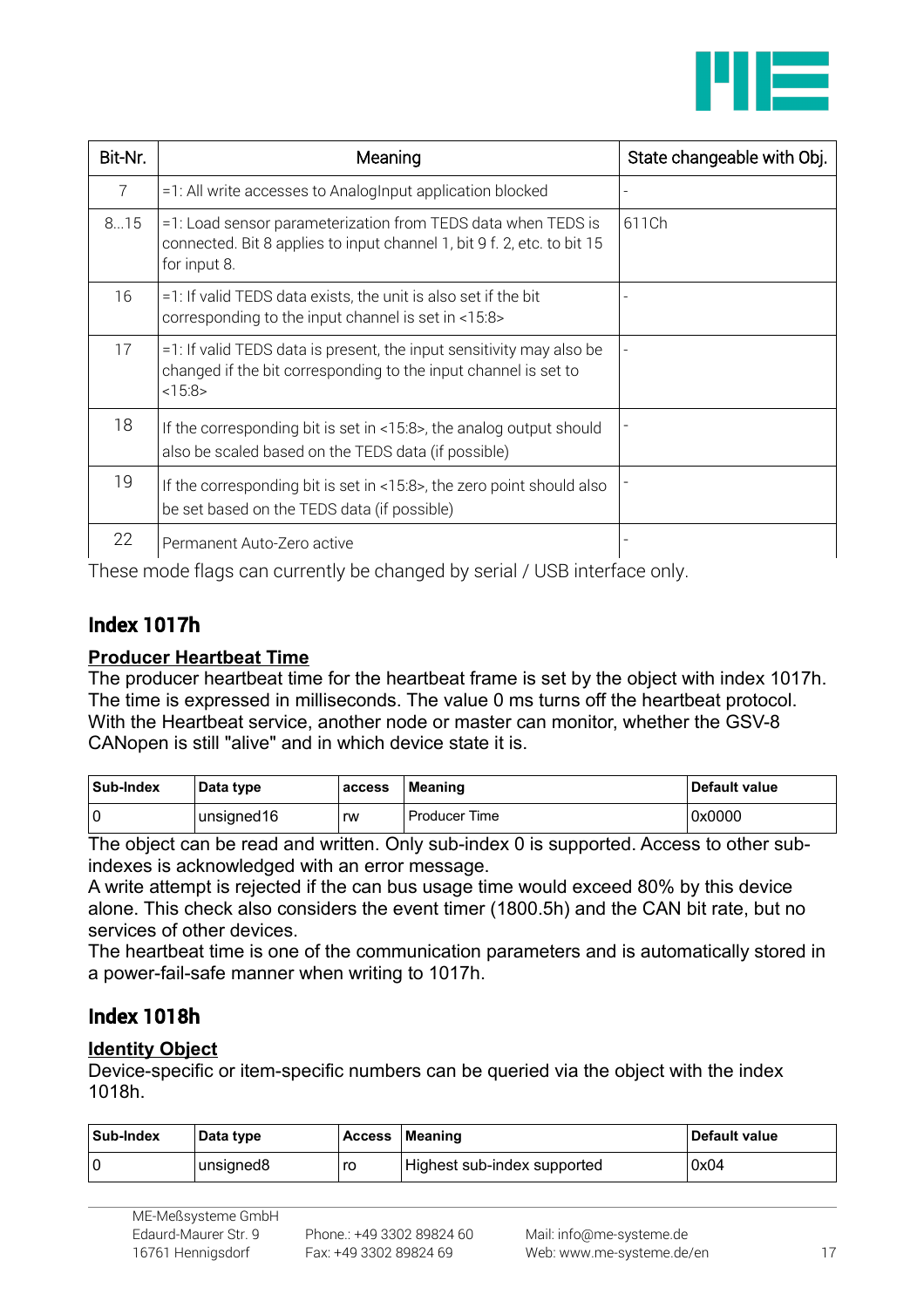| Bit-Nr. | Meaning | State changeable with Obj. |
| --- | --- | --- |
| 7 | =1: All write accesses to AnalogInput application blocked | - |
| 8...15 | =1: Load sensor parameterization from TEDS data when TEDS is connected. Bit 8 applies to input channel 1, bit 9 f. 2, etc. to bit 15 for input 8. | 611Ch |
| 16 | =1: If valid TEDS data exists, the unit is also set if the bit corresponding to the input channel is set in <15:8> | - |
| 17 | =1: If valid TEDS data is present, the input sensitivity may also be changed if the bit corresponding to the input channel is set to <15:8> | - |
| 18 | If the corresponding bit is set in <15:8>, the analog output should also be scaled based on the TEDS data (if possible) | - |
| 19 | If the corresponding bit is set in <15:8>, the zero point should also be set based on the TEDS data (if possible) | - |
| 22 | Permanent Auto-Zero active | - |

These mode flags can currently be changed by serial / USB interface only.

## Index 1017h

**Producer Heartbeat Time**

The producer heartbeat time for the heartbeat frame is set by the object with index 1017h. The time is expressed in milliseconds. The value 0 ms turns off the heartbeat protocol. With the Heartbeat service, another node or master can monitor, whether the GSV-8 CANopen is still "alive" and in which device state it is.

| Sub-Index | Data type | access | Meaning | Default value |
| --- | --- | --- | --- | --- |
| 0 | unsigned16 | rw | Producer Time | 0x0000 |

The object can be read and written. Only sub-index 0 is supported. Access to other sub-indexes is acknowledged with an error message.
A write attempt is rejected if the can bus usage time would exceed 80% by this device alone. This check also considers the event timer (1800.5h) and the CAN bit rate, but no services of other devices.
The heartbeat time is one of the communication parameters and is automatically stored in a power-fail-safe manner when writing to 1017h.

## Index 1018h

**Identity Object**

Device-specific or item-specific numbers can be queried via the object with the index 1018h.

| Sub-Index | Data type | Access | Meaning | Default value |
| --- | --- | --- | --- | --- |
| 0 | unsigned8 | ro | Highest sub-index supported | 0x04 |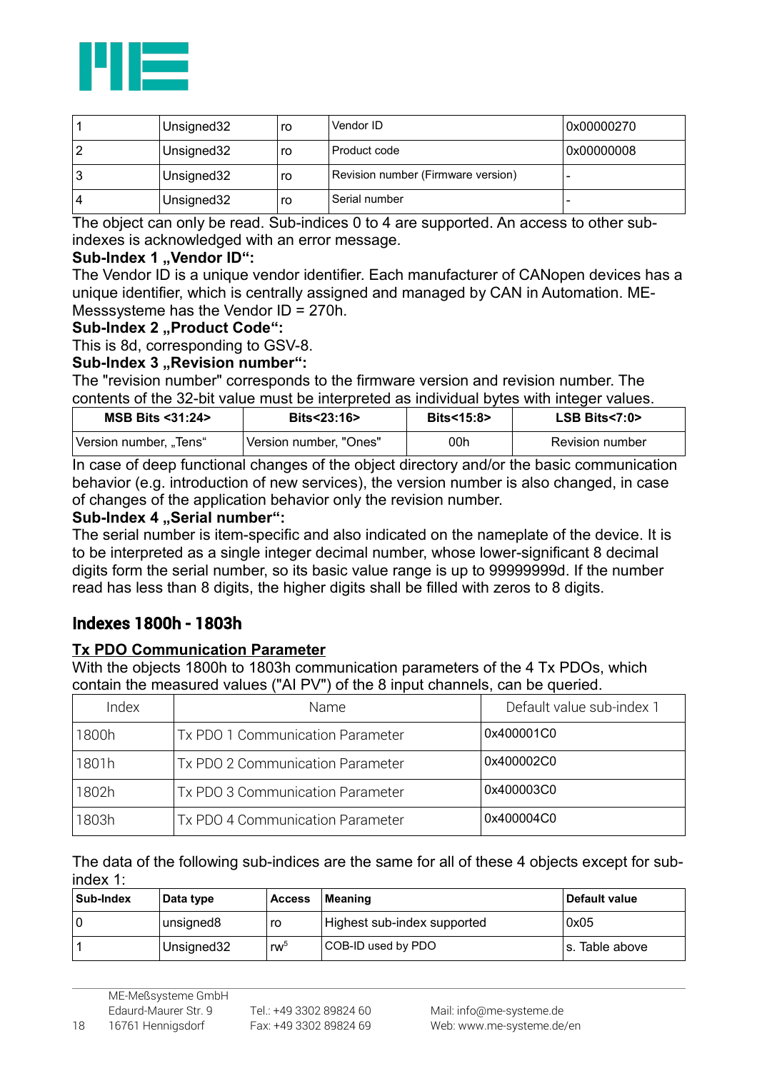| | | | | |
|---|---|---|---|---|
| 1 | Unsigned32 | ro | Vendor ID | 0x00000270 |
| 2 | Unsigned32 | ro | Product code | 0x00000008 |
| 3 | Unsigned32 | ro | Revision number (Firmware version) | - |
| 4 | Unsigned32 | ro | Serial number | - |

The object can only be read. Sub-indices 0 to 4 are supported. An access to other sub-indexes is acknowledged with an error message.

**Sub-Index 1 „Vendor ID“:**

The Vendor ID is a unique vendor identifier. Each manufacturer of CANopen devices has a unique identifier, which is centrally assigned and managed by CAN in Automation. ME-Messsysteme has the Vendor ID = 270h.

**Sub-Index 2 „Product Code“:**

This is 8d, corresponding to GSV-8.

**Sub-Index 3 „Revision number“:**

The "revision number" corresponds to the firmware version and revision number. The contents of the 32-bit value must be interpreted as individual bytes with integer values.

| MSB Bits <31:24> | Bits<23:16> | Bits<15:8> | LSB Bits<7:0> |
|---|---|---|---|
| Version number, „Tens“ | Version number, "Ones" | 00h | Revision number |

In case of deep functional changes of the object directory and/or the basic communication behavior (e.g. introduction of new services), the version number is also changed, in case of changes of the application behavior only the revision number.

**Sub-Index 4 „Serial number“:**

The serial number is item-specific and also indicated on the nameplate of the device. It is to be interpreted as a single integer decimal number, whose lower-significant 8 decimal digits form the serial number, so its basic value range is up to 99999999d. If the number read has less than 8 digits, the higher digits shall be filled with zeros to 8 digits.

## Indexes 1800h - 1803h

**Tx PDO Communication Parameter**

With the objects 1800h to 1803h communication parameters of the 4 Tx PDOs, which contain the measured values ("AI PV") of the 8 input channels, can be queried.

| Index | Name | Default value sub-index 1 |
|---|---|---|
| 1800h | Tx PDO 1 Communication Parameter | 0x400001C0 |
| 1801h | Tx PDO 2 Communication Parameter | 0x400002C0 |
| 1802h | Tx PDO 3 Communication Parameter | 0x400003C0 |
| 1803h | Tx PDO 4 Communication Parameter | 0x400004C0 |

The data of the following sub-indices are the same for all of these 4 objects except for sub-index 1:

| Sub-Index | Data type | Access | Meaning | Default value |
|---|---|---|---|---|
| 0 | unsigned8 | ro | Highest sub-index supported | 0x05 |
| 1 | Unsigned32 | rw[5] | COB-ID used by PDO | s. Table above |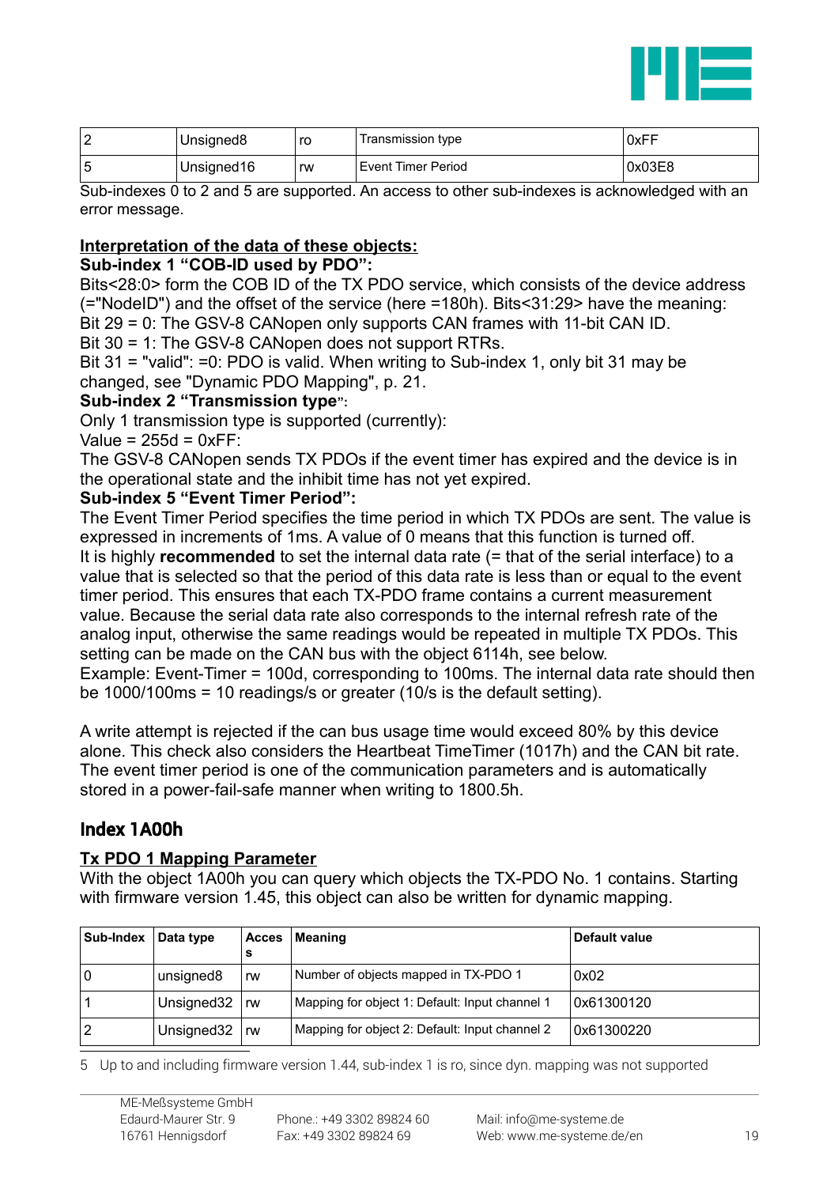| | | | | |
|---|---|---|---|---|
| 2 | Unsigned8 | ro | Transmission type | 0xFF |
| 5 | Unsigned16 | rw | Event Timer Period | 0x03E8 |

Sub-indexes 0 to 2 and 5 are supported. An access to other sub-indexes is acknowledged with an error message.

**Interpretation of the data of these objects:**

**Sub-index 1 "COB-ID used by PDO":**

Bits<28:0> form the COB ID of the TX PDO service, which consists of the device address (="NodeID") and the offset of the service (here =180h). Bits<31:29> have the meaning:
Bit 29 = 0: The GSV-8 CANopen only supports CAN frames with 11-bit CAN ID.
Bit 30 = 1: The GSV-8 CANopen does not support RTRs.
Bit 31 = "valid": =0: PDO is valid. When writing to Sub-index 1, only bit 31 may be changed, see "Dynamic PDO Mapping", p. 21.

**Sub-index 2 "Transmission type":**

Only 1 transmission type is supported (currently):
Value = 255d = 0xFF:
The GSV-8 CANopen sends TX PDOs if the event timer has expired and the device is in the operational state and the inhibit time has not yet expired.

**Sub-index 5 "Event Timer Period":**

The Event Timer Period specifies the time period in which TX PDOs are sent. The value is expressed in increments of 1ms. A value of 0 means that this function is turned off.
It is highly **recommended** to set the internal data rate (= that of the serial interface) to a value that is selected so that the period of this data rate is less than or equal to the event timer period. This ensures that each TX-PDO frame contains a current measurement value. Because the serial data rate also corresponds to the internal refresh rate of the analog input, otherwise the same readings would be repeated in multiple TX PDOs. This setting can be made on the CAN bus with the object 6114h, see below.
Example: Event-Timer = 100d, corresponding to 100ms. The internal data rate should then be 1000/100ms = 10 readings/s or greater (10/s is the default setting).

A write attempt is rejected if the can bus usage time would exceed 80% by this device alone. This check also considers the Heartbeat TimeTimer (1017h) and the CAN bit rate. The event timer period is one of the communication parameters and is automatically stored in a power-fail-safe manner when writing to 1800.5h.

## Index 1A00h

**Tx PDO 1 Mapping Parameter**

With the object 1A00h you can query which objects the TX-PDO No. 1 contains. Starting with firmware version 1.45, this object can also be written for dynamic mapping.

| Sub-Index | Data type | Access | Meaning | Default value |
|---|---|---|---|---|
| 0 | unsigned8 | rw | Number of objects mapped in TX-PDO 1 | 0x02 |
| 1 | Unsigned32 | rw | Mapping for object 1: Default: Input channel 1 | 0x61300120 |
| 2 | Unsigned32 | rw | Mapping for object 2: Default: Input channel 2 | 0x61300220 |

5 Up to and including firmware version 1.44, sub-index 1 is ro, since dyn. mapping was not supported

ME-Meßsysteme GmbH
Edaurd-Maurer Str. 9
16761 Hennigsdorf
Phone.: +49 3302 89824 60
Fax: +49 3302 89824 69
Mail: info@me-systeme.de
Web: www.me-systeme.de/en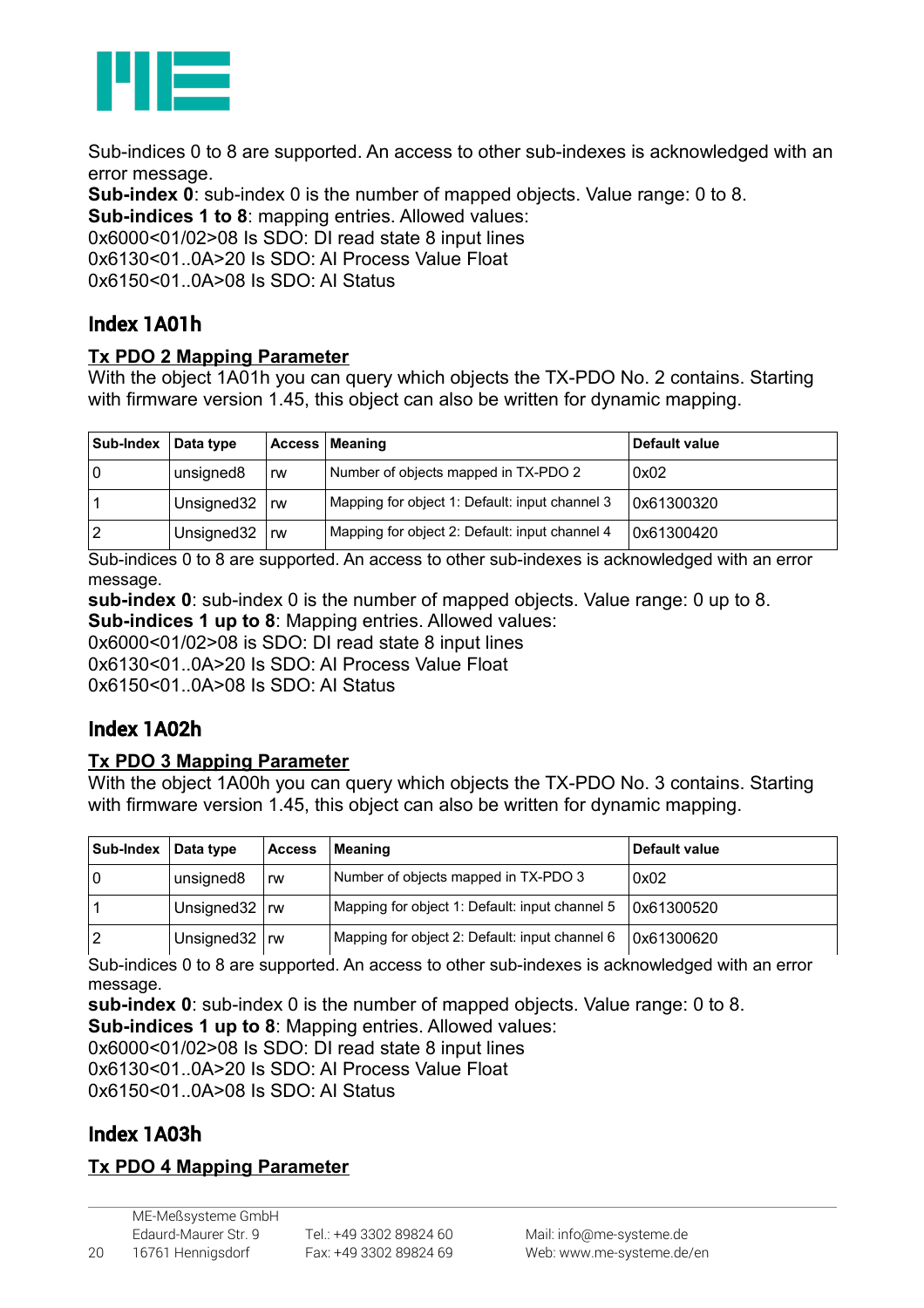Sub-indices 0 to 8 are supported. An access to other sub-indexes is acknowledged with an error message.
**Sub-index 0**: sub-index 0 is the number of mapped objects. Value range: 0 to 8.
**Sub-indices 1 to 8**: mapping entries. Allowed values:
0x6000<01/02>08 Is SDO: DI read state 8 input lines
0x6130<01..0A>20 Is SDO: AI Process Value Float
0x6150<01..0A>08 Is SDO: AI Status

## Index 1A01h

### Tx PDO 2 Mapping Parameter

With the object 1A01h you can query which objects the TX-PDO No. 2 contains. Starting with firmware version 1.45, this object can also be written for dynamic mapping.

| Sub-Index | Data type | Access | Meaning | Default value |
|---|---|---|---|---|
| 0 | unsigned8 | rw | Number of objects mapped in TX-PDO 2 | 0x02 |
| 1 | Unsigned32 | rw | Mapping for object 1: Default: input channel 3 | 0x61300320 |
| 2 | Unsigned32 | rw | Mapping for object 2: Default: input channel 4 | 0x61300420 |

Sub-indices 0 to 8 are supported. An access to other sub-indexes is acknowledged with an error message.
**sub-index 0**: sub-index 0 is the number of mapped objects. Value range: 0 up to 8.
**Sub-indices 1 up to 8**: Mapping entries. Allowed values:
0x6000<01/02>08 is SDO: DI read state 8 input lines
0x6130<01..0A>20 Is SDO: AI Process Value Float
0x6150<01..0A>08 Is SDO: AI Status

## Index 1A02h

### Tx PDO 3 Mapping Parameter

With the object 1A00h you can query which objects the TX-PDO No. 3 contains. Starting with firmware version 1.45, this object can also be written for dynamic mapping.

| Sub-Index | Data type | Access | Meaning | Default value |
|---|---|---|---|---|
| 0 | unsigned8 | rw | Number of objects mapped in TX-PDO 3 | 0x02 |
| 1 | Unsigned32 | rw | Mapping for object 1: Default: input channel 5 | 0x61300520 |
| 2 | Unsigned32 | rw | Mapping for object 2: Default: input channel 6 | 0x61300620 |

Sub-indices 0 to 8 are supported. An access to other sub-indexes is acknowledged with an error message.
**sub-index 0**: sub-index 0 is the number of mapped objects. Value range: 0 to 8.
**Sub-indices 1 up to 8**: Mapping entries. Allowed values:
0x6000<01/02>08 Is SDO: DI read state 8 input lines
0x6130<01..0A>20 Is SDO: AI Process Value Float
0x6150<01..0A>08 Is SDO: AI Status

## Index 1A03h

### Tx PDO 4 Mapping Parameter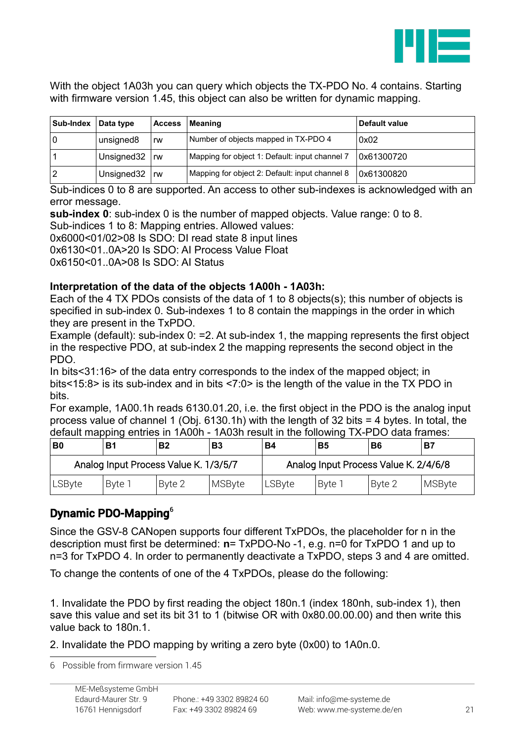With the object 1A03h you can query which objects the TX-PDO No. 4 contains. Starting with firmware version 1.45, this object can also be written for dynamic mapping.

| Sub-Index | Data type | Access | Meaning | Default value |
|---|---|---|---|---|
| 0 | unsigned8 | rw | Number of objects mapped in TX-PDO 4 | 0x02 |
| 1 | Unsigned32 | rw | Mapping for object 1: Default: input channel 7 | 0x61300720 |
| 2 | Unsigned32 | rw | Mapping for object 2: Default: input channel 8 | 0x61300820 |

Sub-indices 0 to 8 are supported. An access to other sub-indexes is acknowledged with an error message.

**sub-index 0**: sub-index 0 is the number of mapped objects. Value range: 0 to 8.
Sub-indices 1 to 8: Mapping entries. Allowed values:
0x6000<01/02>08 Is SDO: DI read state 8 input lines
0x6130<01..0A>20 Is SDO: AI Process Value Float
0x6150<01..0A>08 Is SDO: AI Status

**Interpretation of the data of the objects 1A00h - 1A03h:**

Each of the 4 TX PDOs consists of the data of 1 to 8 objects(s); this number of objects is specified in sub-index 0. Sub-indexes 1 to 8 contain the mappings in the order in which they are present in the TxPDO.

Example (default): sub-index 0: =2. At sub-index 1, the mapping represents the first object in the respective PDO, at sub-index 2 the mapping represents the second object in the PDO.

In bits<31:16> of the data entry corresponds to the index of the mapped object; in bits<15:8> is its sub-index and in bits <7:0> is the length of the value in the TX PDO in bits.

For example, 1A00.1h reads 6130.01.20, i.e. the first object in the PDO is the analog input process value of channel 1 (Obj. 6130.1h) with the length of 32 bits = 4 bytes. In total, the default mapping entries in 1A00h - 1A03h result in the following TX-PDO data frames:

| B0 | B1 | B2 | B3 | B4 | B5 | B6 | B7 |
|---|---|---|---|---|---|---|---|
| Analog Input Process Value K. 1/3/5/7 | | | | Analog Input Process Value K. 2/4/6/8 | | | |
| LSByte | Byte 1 | Byte 2 | MSByte | LSByte | Byte 1 | Byte 2 | MSByte |

## Dynamic PDO-Mapping[6]

Since the GSV-8 CANopen supports four different TxPDOs, the placeholder for n in the description must first be determined: **n**= TxPDO-No -1, e.g. n=0 for TxPDO 1 and up to n=3 for TxPDO 4. In order to permanently deactivate a TxPDO, steps 3 and 4 are omitted.

To change the contents of one of the 4 TxPDOs, please do the following:

1. Invalidate the PDO by first reading the object 180n.1 (index 180nh, sub-index 1), then save this value and set its bit 31 to 1 (bitwise OR with 0x80.00.00.00) and then write this value back to 180n.1.

2. Invalidate the PDO mapping by writing a zero byte (0x00) to 1A0n.0.

6 Possible from firmware version 1.45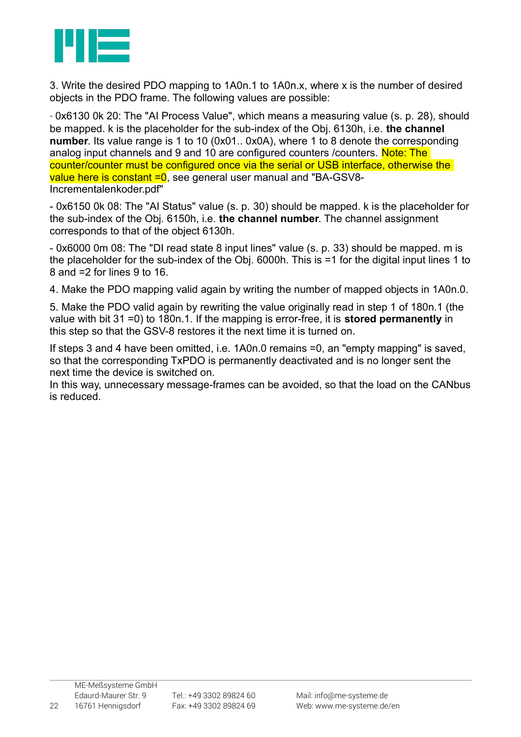3. Write the desired PDO mapping to 1A0n.1 to 1A0n.x, where x is the number of desired objects in the PDO frame. The following values are possible:

- 0x6130 0k 20: The "AI Process Value", which means a measuring value (s. p. 28), should be mapped. k is the placeholder for the sub-index of the Obj. 6130h, i.e. **the channel number**. Its value range is 1 to 10 (0x01.. 0x0A), where 1 to 8 denote the corresponding analog input channels and 9 and 10 are configured counters /counters. Note: The counter/counter must be configured once via the serial or USB interface, otherwise the value here is constant =0, see general user manual and "BA-GSV8-Incrementalenkoder.pdf"

- 0x6150 0k 08: The "AI Status" value (s. p. 30) should be mapped. k is the placeholder for the sub-index of the Obj. 6150h, i.e. **the channel number**. The channel assignment corresponds to that of the object 6130h.

- 0x6000 0m 08: The "DI read state 8 input lines" value (s. p. 33) should be mapped. m is the placeholder for the sub-index of the Obj. 6000h. This is =1 for the digital input lines 1 to 8 and =2 for lines 9 to 16.

4. Make the PDO mapping valid again by writing the number of mapped objects in 1A0n.0.

5. Make the PDO valid again by rewriting the value originally read in step 1 of 180n.1 (the value with bit 31 =0) to 180n.1. If the mapping is error-free, it is **stored permanently** in this step so that the GSV-8 restores it the next time it is turned on.

If steps 3 and 4 have been omitted, i.e. 1A0n.0 remains =0, an "empty mapping" is saved, so that the corresponding TxPDO is permanently deactivated and is no longer sent the next time the device is switched on.
In this way, unnecessary message-frames can be avoided, so that the load on the CANbus is reduced.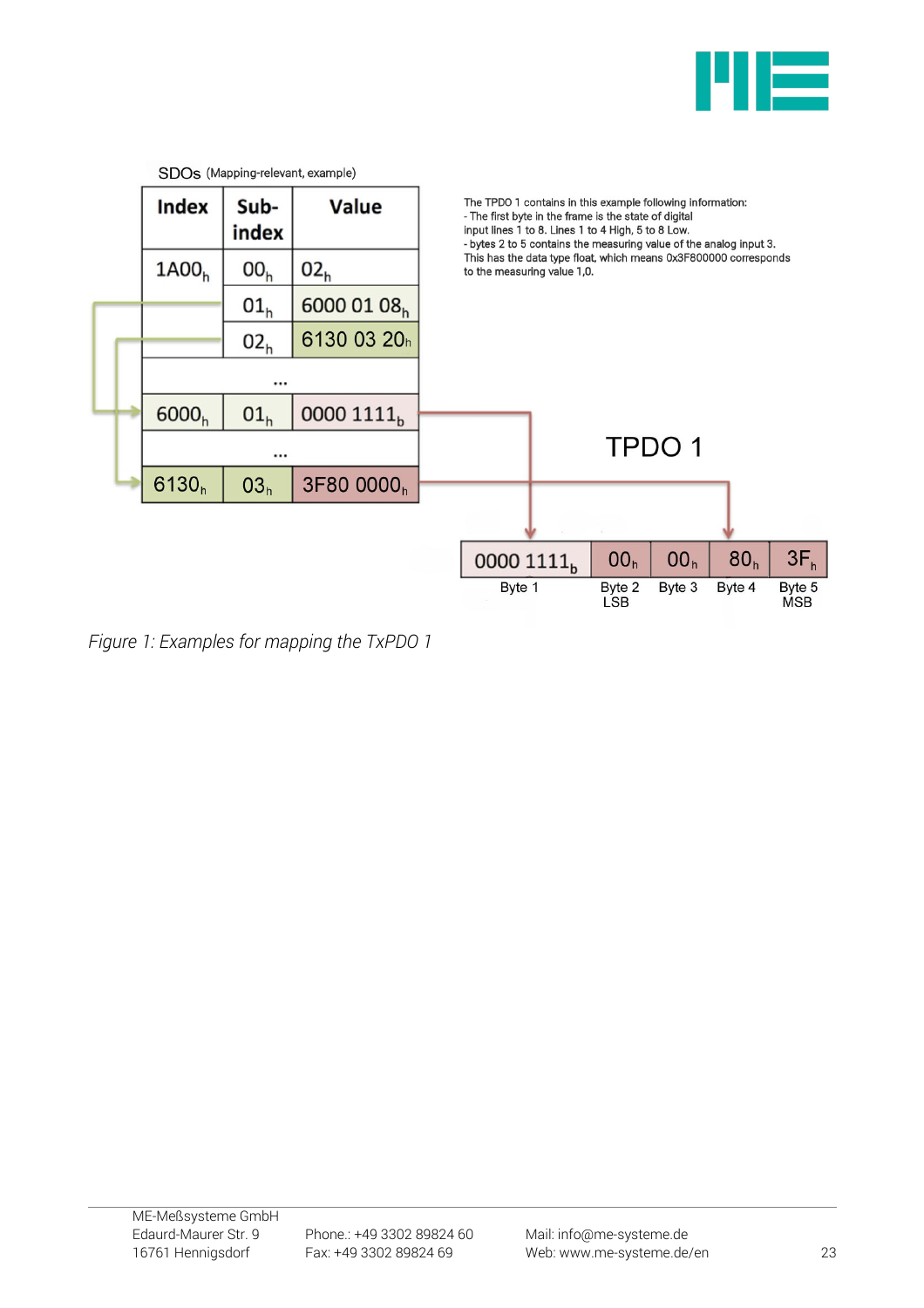SDOs (Mapping-relevant, example)

| Index | Sub-index | Value |
|---|---|---|
| $1A00_h$ | $00_h$ | $02_h$ |
| | $01_h$ | $6000\ 01\ 08_h$ |
| | $02_h$ | $6130\ 03\ 20_h$ |
| | ... | |
| $6000_h$ | $01_h$ | $0000\ 1111_b$ |
| | ... | |
| $6130_h$ | $03_h$ | $3F80\ 0000_h$ |

The TPDO 1 contains in this example following information:
- The first byte in the frame is the state of digital input lines 1 to 8. Lines 1 to 4 High, 5 to 8 Low.
- bytes 2 to 5 contains the measuring value of the analog input 3. This has the data type float, which means 0x3F800000 corresponds to the measuring value 1,0.

TPDO 1

| $0000\ 1111_b$ | $00_h$ | $00_h$ | $80_h$ | $3F_h$ |
|---|---|---|---|---|
| Byte 1 | Byte 2 LSB | Byte 3 | Byte 4 | Byte 5 MSB |

*Figure 1: Examples for mapping the TxPDO 1*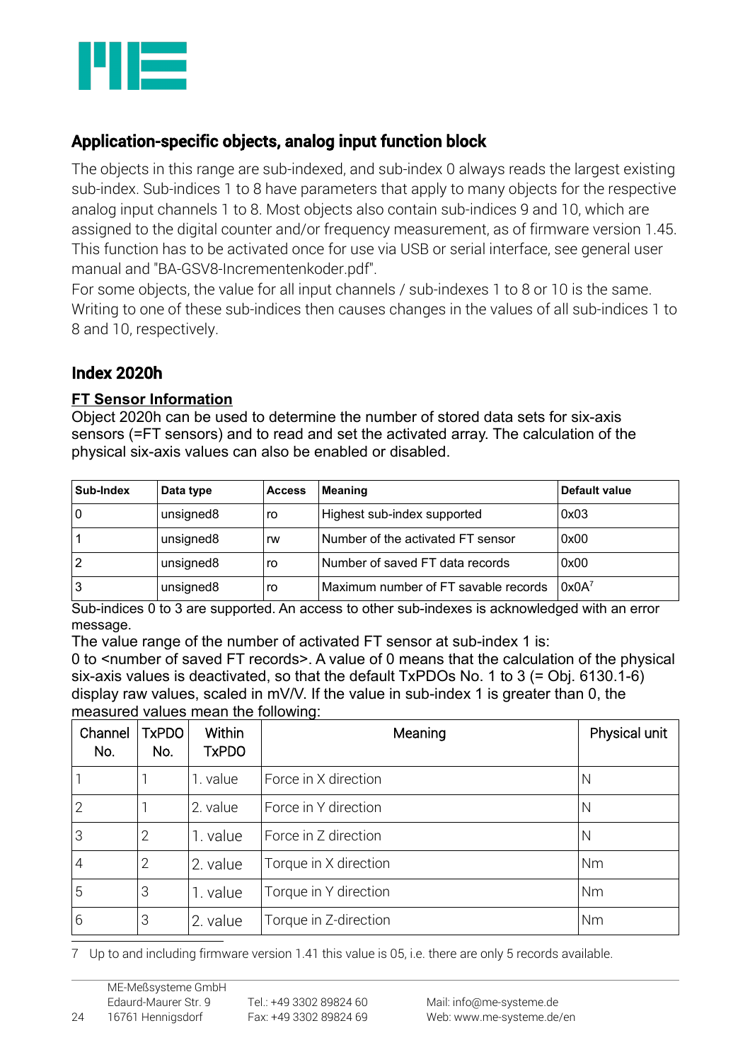## Application-specific objects, analog input function block

The objects in this range are sub-indexed, and sub-index 0 always reads the largest existing sub-index. Sub-indices 1 to 8 have parameters that apply to many objects for the respective analog input channels 1 to 8. Most objects also contain sub-indices 9 and 10, which are assigned to the digital counter and/or frequency measurement, as of firmware version 1.45. This function has to be activated once for use via USB or serial interface, see general user manual and "BA-GSV8-Incrementenkoder.pdf".
For some objects, the value for all input channels / sub-indexes 1 to 8 or 10 is the same. Writing to one of these sub-indices then causes changes in the values of all sub-indices 1 to 8 and 10, respectively.

## Index 2020h

### FT Sensor Information

Object 2020h can be used to determine the number of stored data sets for six-axis sensors (=FT sensors) and to read and set the activated array. The calculation of the physical six-axis values can also be enabled or disabled.

| Sub-Index | Data type | Access | Meaning | Default value |
|---|---|---|---|---|
| 0 | unsigned8 | ro | Highest sub-index supported | 0x03 |
| 1 | unsigned8 | rw | Number of the activated FT sensor | 0x00 |
| 2 | unsigned8 | ro | Number of saved FT data records | 0x00 |
| 3 | unsigned8 | ro | Maximum number of FT savable records | 0x0A[7] |

Sub-indices 0 to 3 are supported. An access to other sub-indexes is acknowledged with an error message.
The value range of the number of activated FT sensor at sub-index 1 is:
0 to <number of saved FT records>. A value of 0 means that the calculation of the physical six-axis values is deactivated, so that the default TxPDOs No. 1 to 3 (= Obj. 6130.1-6) display raw values, scaled in mV/V. If the value in sub-index 1 is greater than 0, the measured values mean the following:

| Channel No. | TxPDO No. | Within TxPDO | Meaning | Physical unit |
|---|---|---|---|---|
| 1 | 1 | 1. value | Force in X direction | N |
| 2 | 1 | 2. value | Force in Y direction | N |
| 3 | 2 | 1. value | Force in Z direction | N |
| 4 | 2 | 2. value | Torque in X direction | Nm |
| 5 | 3 | 1. value | Torque in Y direction | Nm |
| 6 | 3 | 2. value | Torque in Z-direction | Nm |

7 Up to and including firmware version 1.41 this value is 05, i.e. there are only 5 records available.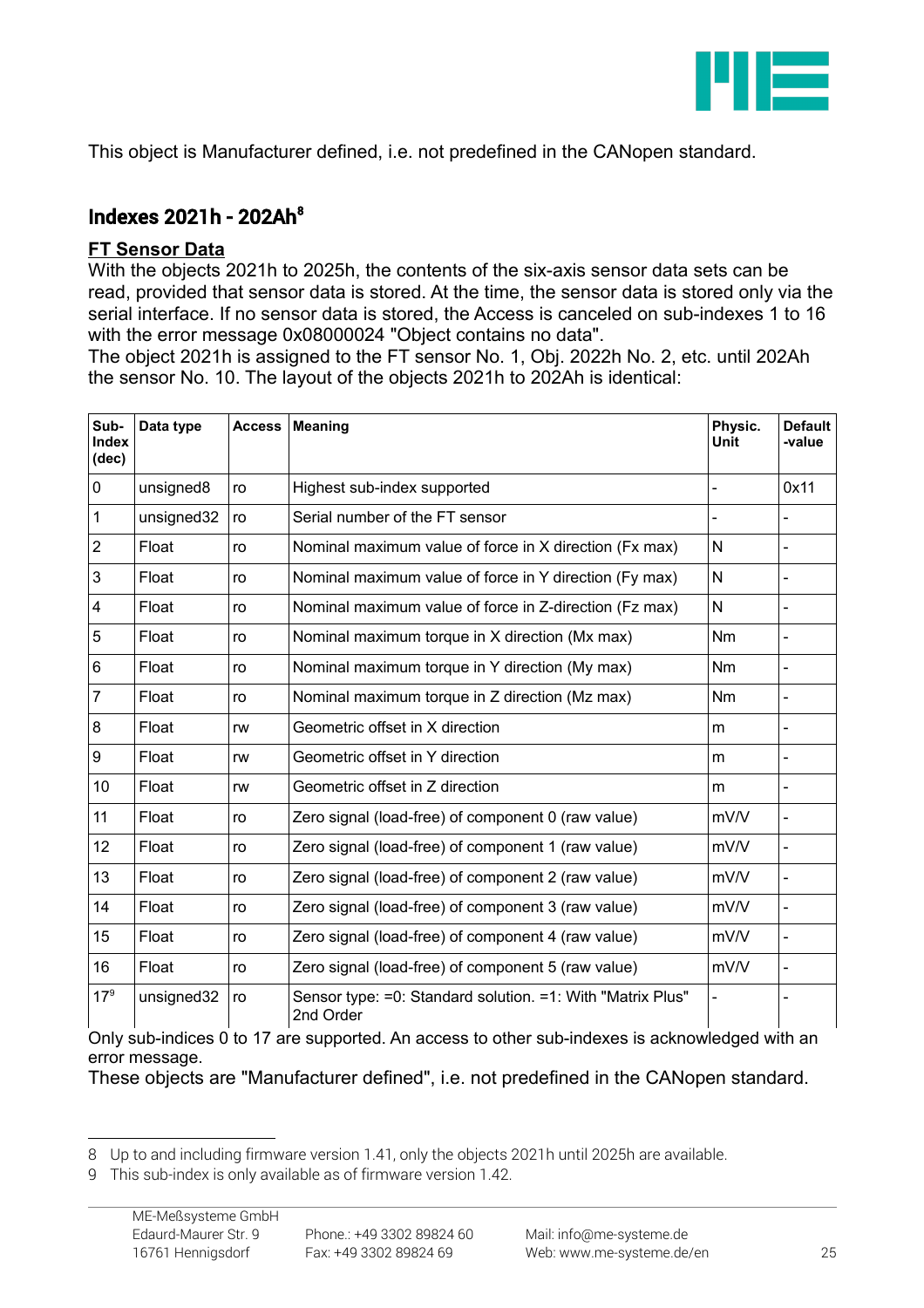This object is Manufacturer defined, i.e. not predefined in the CANopen standard.

## Indexes 2021h - 202Ah[8]

**FT Sensor Data**

With the objects 2021h to 2025h, the contents of the six-axis sensor data sets can be read, provided that sensor data is stored. At the time, the sensor data is stored only via the serial interface. If no sensor data is stored, the Access is canceled on sub-indexes 1 to 16 with the error message 0x08000024 "Object contains no data".

The object 2021h is assigned to the FT sensor No. 1, Obj. 2022h No. 2, etc. until 202Ah the sensor No. 10. The layout of the objects 2021h to 202Ah is identical:

| Sub-Index (dec) | Data type | Access | Meaning | Physic. Unit | Default -value |
|---|---|---|---|---|---|
| 0 | unsigned8 | ro | Highest sub-index supported | - | 0x11 |
| 1 | unsigned32 | ro | Serial number of the FT sensor | - | - |
| 2 | Float | ro | Nominal maximum value of force in X direction (Fx max) | N | - |
| 3 | Float | ro | Nominal maximum value of force in Y direction (Fy max) | N | - |
| 4 | Float | ro | Nominal maximum value of force in Z-direction (Fz max) | N | - |
| 5 | Float | ro | Nominal maximum torque in X direction (Mx max) | Nm | - |
| 6 | Float | ro | Nominal maximum torque in Y direction (My max) | Nm | - |
| 7 | Float | ro | Nominal maximum torque in Z direction (Mz max) | Nm | - |
| 8 | Float | rw | Geometric offset in X direction | m | - |
| 9 | Float | rw | Geometric offset in Y direction | m | - |
| 10 | Float | rw | Geometric offset in Z direction | m | - |
| 11 | Float | ro | Zero signal (load-free) of component 0 (raw value) | mV/V | - |
| 12 | Float | ro | Zero signal (load-free) of component 1 (raw value) | mV/V | - |
| 13 | Float | ro | Zero signal (load-free) of component 2 (raw value) | mV/V | - |
| 14 | Float | ro | Zero signal (load-free) of component 3 (raw value) | mV/V | - |
| 15 | Float | ro | Zero signal (load-free) of component 4 (raw value) | mV/V | - |
| 16 | Float | ro | Zero signal (load-free) of component 5 (raw value) | mV/V | - |
| 17[9] | unsigned32 | ro | Sensor type: =0: Standard solution. =1: With "Matrix Plus" 2nd Order | - | - |

Only sub-indices 0 to 17 are supported. An access to other sub-indexes is acknowledged with an error message.

These objects are "Manufacturer defined", i.e. not predefined in the CANopen standard.

---

8 Up to and including firmware version 1.41, only the objects 2021h until 2025h are available.

9 This sub-index is only available as of firmware version 1.42.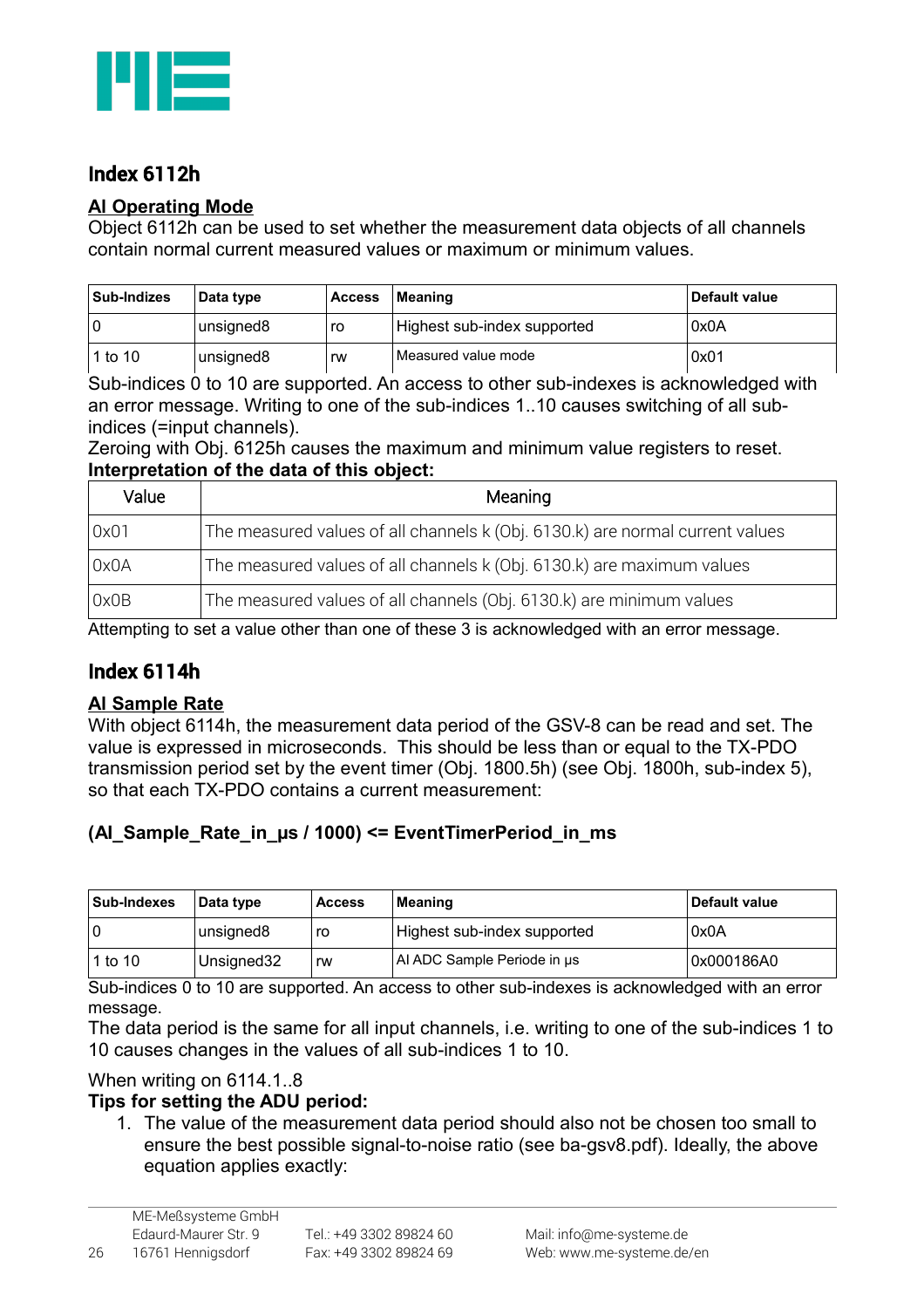## Index 6112h

**AI Operating Mode**

Object 6112h can be used to set whether the measurement data objects of all channels contain normal current measured values or maximum or minimum values.

| Sub-Indizes | Data type | Access | Meaning | Default value |
|---|---|---|---|---|
| 0 | unsigned8 | ro | Highest sub-index supported | 0x0A |
| 1 to 10 | unsigned8 | rw | Measured value mode | 0x01 |

Sub-indices 0 to 10 are supported. An access to other sub-indexes is acknowledged with an error message. Writing to one of the sub-indices 1..10 causes switching of all sub-indices (=input channels).

Zeroing with Obj. 6125h causes the maximum and minimum value registers to reset.

**Interpretation of the data of this object:**

| Value | Meaning |
|---|---|
| 0x01 | The measured values of all channels k (Obj. 6130.k) are normal current values |
| 0x0A | The measured values of all channels k (Obj. 6130.k) are maximum values |
| 0x0B | The measured values of all channels (Obj. 6130.k) are minimum values |

Attempting to set a value other than one of these 3 is acknowledged with an error message.

## Index 6114h

**AI Sample Rate**

With object 6114h, the measurement data period of the GSV-8 can be read and set. The value is expressed in microseconds. This should be less than or equal to the TX-PDO transmission period set by the event timer (Obj. 1800.5h) (see Obj. 1800h, sub-index 5), so that each TX-PDO contains a current measurement:

**(AI_Sample_Rate_in_µs / 1000) <= EventTimerPeriod_in_ms**

| Sub-Indexes | Data type | Access | Meaning | Default value |
|---|---|---|---|---|
| 0 | unsigned8 | ro | Highest sub-index supported | 0x0A |
| 1 to 10 | Unsigned32 | rw | AI ADC Sample Periode in µs | 0x000186A0 |

Sub-indices 0 to 10 are supported. An access to other sub-indexes is acknowledged with an error message.

The data period is the same for all input channels, i.e. writing to one of the sub-indices 1 to 10 causes changes in the values of all sub-indices 1 to 10.

When writing on 6114.1..8

**Tips for setting the ADU period:**

1. The value of the measurement data period should also not be chosen too small to ensure the best possible signal-to-noise ratio (see ba-gsv8.pdf). Ideally, the above equation applies exactly: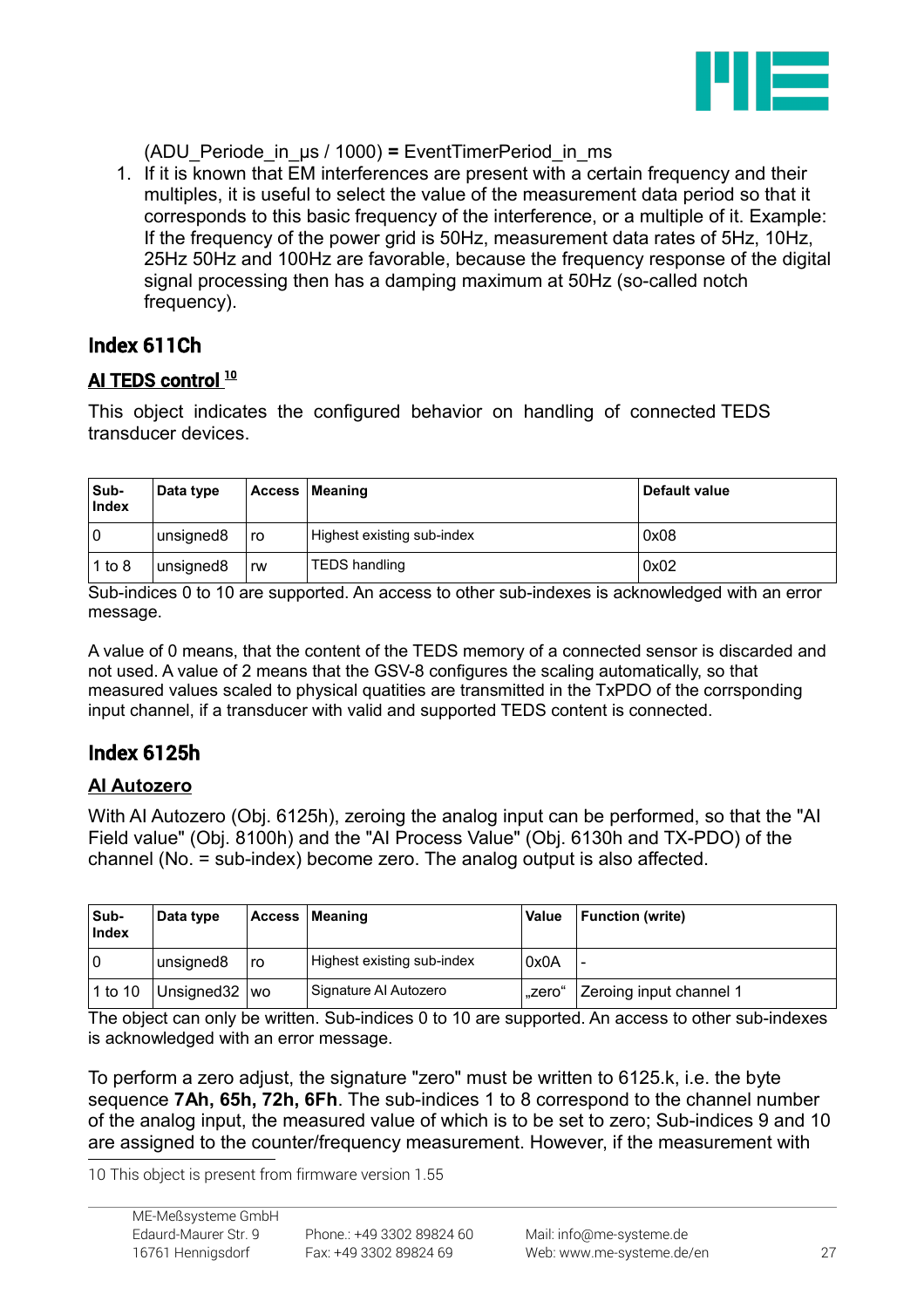(ADU_Periode_in_µs / 1000) **=** EventTimerPeriod_in_ms

1. If it is known that EM interferences are present with a certain frequency and their multiples, it is useful to select the value of the measurement data period so that it corresponds to this basic frequency of the interference, or a multiple of it. Example: If the frequency of the power grid is 50Hz, measurement data rates of 5Hz, 10Hz, 25Hz 50Hz and 100Hz are favorable, because the frequency response of the digital signal processing then has a damping maximum at 50Hz (so-called notch frequency).

## Index 611Ch

### AI TEDS control [10]

This object indicates the configured behavior on handling of connected TEDS transducer devices.

| Sub-Index | Data type | Access | Meaning | Default value |
|---|---|---|---|---|
| 0 | unsigned8 | ro | Highest existing sub-index | 0x08 |
| 1 to 8 | unsigned8 | rw | TEDS handling | 0x02 |

Sub-indices 0 to 10 are supported. An access to other sub-indexes is acknowledged with an error message.

A value of 0 means, that the content of the TEDS memory of a connected sensor is discarded and not used. A value of 2 means that the GSV-8 configures the scaling automatically, so that measured values scaled to physical quatities are transmitted in the TxPDO of the corrsponding input channel, if a transducer with valid and supported TEDS content is connected.

## Index 6125h

### AI Autozero

With AI Autozero (Obj. 6125h), zeroing the analog input can be performed, so that the "AI Field value" (Obj. 8100h) and the "AI Process Value" (Obj. 6130h and TX-PDO) of the channel (No. = sub-index) become zero. The analog output is also affected.

| Sub-Index | Data type | Access | Meaning | Value | Function (write) |
|---|---|---|---|---|---|
| 0 | unsigned8 | ro | Highest existing sub-index | 0x0A | - |
| 1 to 10 | Unsigned32 | wo | Signature AI Autozero | „zero“ | Zeroing input channel 1 |

The object can only be written. Sub-indices 0 to 10 are supported. An access to other sub-indexes is acknowledged with an error message.

To perform a zero adjust, the signature "zero" must be written to 6125.k, i.e. the byte sequence **7Ah, 65h, 72h, 6Fh**. The sub-indices 1 to 8 correspond to the channel number of the analog input, the measured value of which is to be set to zero; Sub-indices 9 and 10 are assigned to the counter/frequency measurement. However, if the measurement with

10 This object is present from firmware version 1.55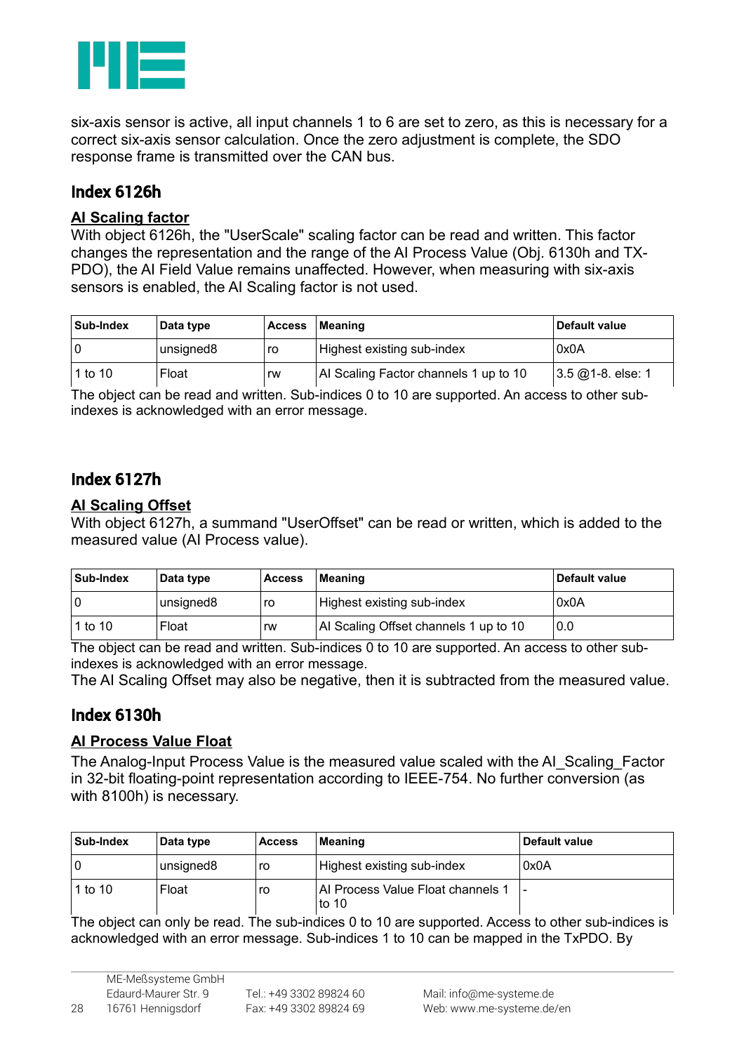six-axis sensor is active, all input channels 1 to 6 are set to zero, as this is necessary for a correct six-axis sensor calculation. Once the zero adjustment is complete, the SDO response frame is transmitted over the CAN bus.

## Index 6126h

### AI Scaling factor

With object 6126h, the "UserScale" scaling factor can be read and written. This factor changes the representation and the range of the AI Process Value (Obj. 6130h and TX-PDO), the AI Field Value remains unaffected. However, when measuring with six-axis sensors is enabled, the AI Scaling factor is not used.

| Sub-Index | Data type | Access | Meaning | Default value |
|---|---|---|---|---|
| 0 | unsigned8 | ro | Highest existing sub-index | 0x0A |
| 1 to 10 | Float | rw | AI Scaling Factor channels 1 up to 10 | 3.5 @1-8. else: 1 |

The object can be read and written. Sub-indices 0 to 10 are supported. An access to other sub-indexes is acknowledged with an error message.

## Index 6127h

### AI Scaling Offset

With object 6127h, a summand "UserOffset" can be read or written, which is added to the measured value (AI Process value).

| Sub-Index | Data type | Access | Meaning | Default value |
|---|---|---|---|---|
| 0 | unsigned8 | ro | Highest existing sub-index | 0x0A |
| 1 to 10 | Float | rw | AI Scaling Offset channels 1 up to 10 | 0.0 |

The object can be read and written. Sub-indices 0 to 10 are supported. An access to other sub-indexes is acknowledged with an error message.

The AI Scaling Offset may also be negative, then it is subtracted from the measured value.

## Index 6130h

### AI Process Value Float

The Analog-Input Process Value is the measured value scaled with the AI_Scaling_Factor in 32-bit floating-point representation according to IEEE-754. No further conversion (as with 8100h) is necessary.

| Sub-Index | Data type | Access | Meaning | Default value |
|---|---|---|---|---|
| 0 | unsigned8 | ro | Highest existing sub-index | 0x0A |
| 1 to 10 | Float | ro | AI Process Value Float channels 1 to 10 | - |

The object can only be read. The sub-indices 0 to 10 are supported. Access to other sub-indices is acknowledged with an error message. Sub-indices 1 to 10 can be mapped in the TxPDO. By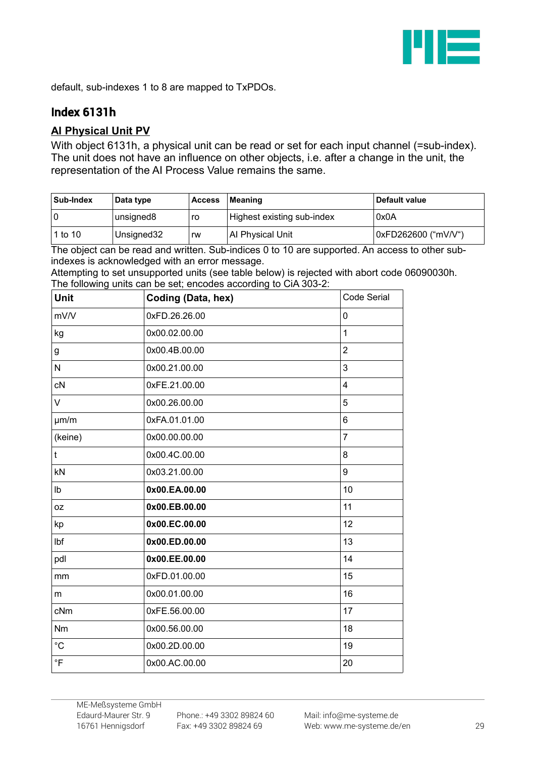default, sub-indexes 1 to 8 are mapped to TxPDOs.

## Index 6131h

### AI Physical Unit PV

With object 6131h, a physical unit can be read or set for each input channel (=sub-index). The unit does not have an influence on other objects, i.e. after a change in the unit, the representation of the AI Process Value remains the same.

| Sub-Index | Data type | Access | Meaning | Default value |
|---|---|---|---|---|
| 0 | unsigned8 | ro | Highest existing sub-index | 0x0A |
| 1 to 10 | Unsigned32 | rw | AI Physical Unit | 0xFD262600 ("mV/V") |

The object can be read and written. Sub-indices 0 to 10 are supported. An access to other sub-indexes is acknowledged with an error message.
Attempting to set unsupported units (see table below) is rejected with abort code 06090030h.
The following units can be set; encodes according to CiA 303-2:

| Unit | Coding (Data, hex) | Code Serial |
|---|---|---|
| mV/V | 0xFD.26.26.00 | 0 |
| kg | 0x00.02.00.00 | 1 |
| g | 0x00.4B.00.00 | 2 |
| N | 0x00.21.00.00 | 3 |
| cN | 0xFE.21.00.00 | 4 |
| V | 0x00.26.00.00 | 5 |
| µm/m | 0xFA.01.01.00 | 6 |
| (keine) | 0x00.00.00.00 | 7 |
| t | 0x00.4C.00.00 | 8 |
| kN | 0x03.21.00.00 | 9 |
| lb | **0x00.EA.00.00** | 10 |
| oz | **0x00.EB.00.00** | 11 |
| kp | **0x00.EC.00.00** | 12 |
| lbf | **0x00.ED.00.00** | 13 |
| pdl | **0x00.EE.00.00** | 14 |
| mm | 0xFD.01.00.00 | 15 |
| m | 0x00.01.00.00 | 16 |
| cNm | 0xFE.56.00.00 | 17 |
| Nm | 0x00.56.00.00 | 18 |
| °C | 0x00.2D.00.00 | 19 |
| °F | 0x00.AC.00.00 | 20 |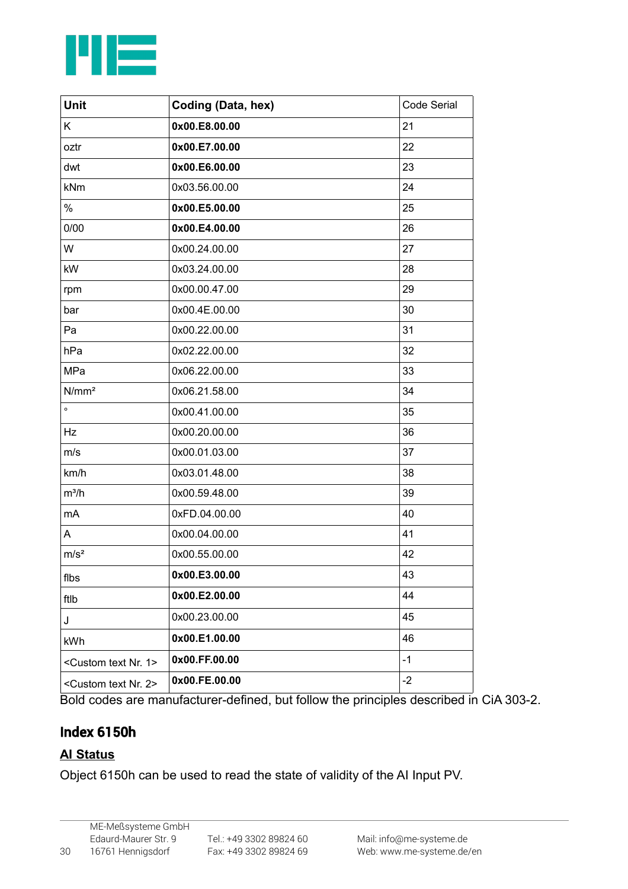| **Unit** | **Coding (Data, hex)** | Code Serial |
| --- | --- | --- |
| K | **0x00.E8.00.00** | 21 |
| oztr | **0x00.E7.00.00** | 22 |
| dwt | **0x00.E6.00.00** | 23 |
| kNm | 0x03.56.00.00 | 24 |
| % | **0x00.E5.00.00** | 25 |
| 0/00 | **0x00.E4.00.00** | 26 |
| W | 0x00.24.00.00 | 27 |
| kW | 0x03.24.00.00 | 28 |
| rpm | 0x00.00.47.00 | 29 |
| bar | 0x00.4E.00.00 | 30 |
| Pa | 0x00.22.00.00 | 31 |
| hPa | 0x02.22.00.00 | 32 |
| MPa | 0x06.22.00.00 | 33 |
| N/mm² | 0x06.21.58.00 | 34 |
| ° | 0x00.41.00.00 | 35 |
| Hz | 0x00.20.00.00 | 36 |
| m/s | 0x00.01.03.00 | 37 |
| km/h | 0x03.01.48.00 | 38 |
| m³/h | 0x00.59.48.00 | 39 |
| mA | 0xFD.04.00.00 | 40 |
| A | 0x00.04.00.00 | 41 |
| m/s² | 0x00.55.00.00 | 42 |
| flbs | **0x00.E3.00.00** | 43 |
| ftlb | **0x00.E2.00.00** | 44 |
| J | 0x00.23.00.00 | 45 |
| kWh | **0x00.E1.00.00** | 46 |
| <Custom text Nr. 1> | **0x00.FF.00.00** | -1 |
| <Custom text Nr. 2> | **0x00.FE.00.00** | -2 |

Bold codes are manufacturer-defined, but follow the principles described in CiA 303-2.

## Index 6150h

### AI Status

Object 6150h can be used to read the state of validity of the AI Input PV.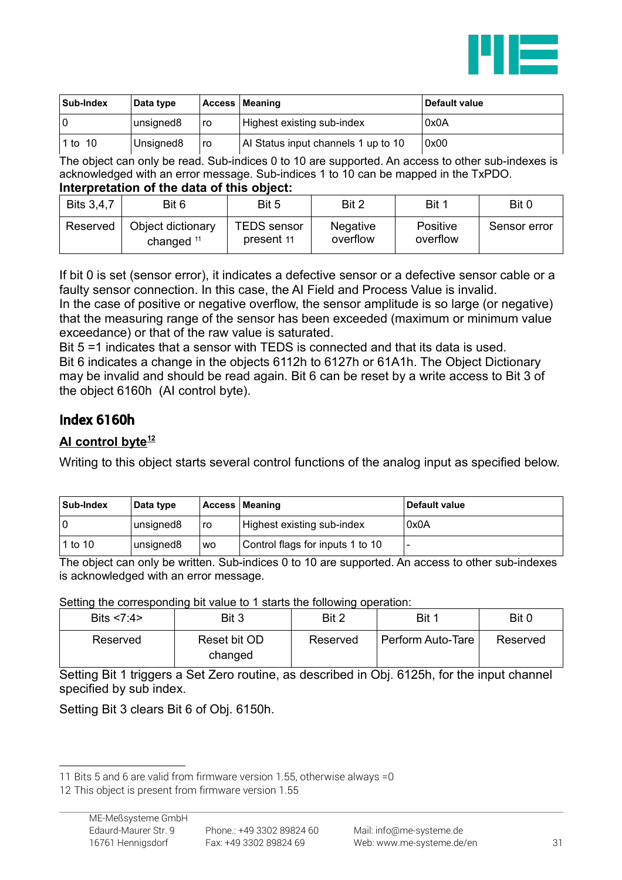| Sub-Index | Data type | Access | Meaning | Default value |
|---|---|---|---|---|
| 0 | unsigned8 | ro | Highest existing sub-index | 0x0A |
| 1 to 10 | Unsigned8 | ro | AI Status input channels 1 up to 10 | 0x00 |

The object can only be read. Sub-indices 0 to 10 are supported. An access to other sub-indexes is acknowledged with an error message. Sub-indices 1 to 10 can be mapped in the TxPDO.

**Interpretation of the data of this object:**

| Bits 3,4,7 | Bit 6 | Bit 5 | Bit 2 | Bit 1 | Bit 0 |
|---|---|---|---|---|---|
| Reserved | Object dictionary changed [11] | TEDS sensor present [11] | Negative overflow | Positive overflow | Sensor error |

If bit 0 is set (sensor error), it indicates a defective sensor or a defective sensor cable or a faulty sensor connection. In this case, the AI Field and Process Value is invalid.
In the case of positive or negative overflow, the sensor amplitude is so large (or negative) that the measuring range of the sensor has been exceeded (maximum or minimum value exceedance) or that of the raw value is saturated.
Bit 5 =1 indicates that a sensor with TEDS is connected and that its data is used.
Bit 6 indicates a change in the objects 6112h to 6127h or 61A1h. The Object Dictionary may be invalid and should be read again. Bit 6 can be reset by a write access to Bit 3 of the object 6160h (AI control byte).

## Index 6160h

### AI control byte[12]

Writing to this object starts several control functions of the analog input as specified below.

| Sub-Index | Data type | Access | Meaning | Default value |
|---|---|---|---|---|
| 0 | unsigned8 | ro | Highest existing sub-index | 0x0A |
| 1 to 10 | unsigned8 | wo | Control flags for inputs 1 to 10 | - |

The object can only be written. Sub-indices 0 to 10 are supported. An access to other sub-indexes is acknowledged with an error message.

Setting the corresponding bit value to 1 starts the following operation:

| Bits <7:4> | Bit 3 | Bit 2 | Bit 1 | Bit 0 |
|---|---|---|---|---|
| Reserved | Reset bit OD changed | Reserved | Perform Auto-Tare | Reserved |

Setting Bit 1 triggers a Set Zero routine, as described in Obj. 6125h, for the input channel specified by sub index.

Setting Bit 3 clears Bit 6 of Obj. 6150h.

---

11 Bits 5 and 6 are valid from firmware version 1.55, otherwise always =0

12 This object is present from firmware version 1.55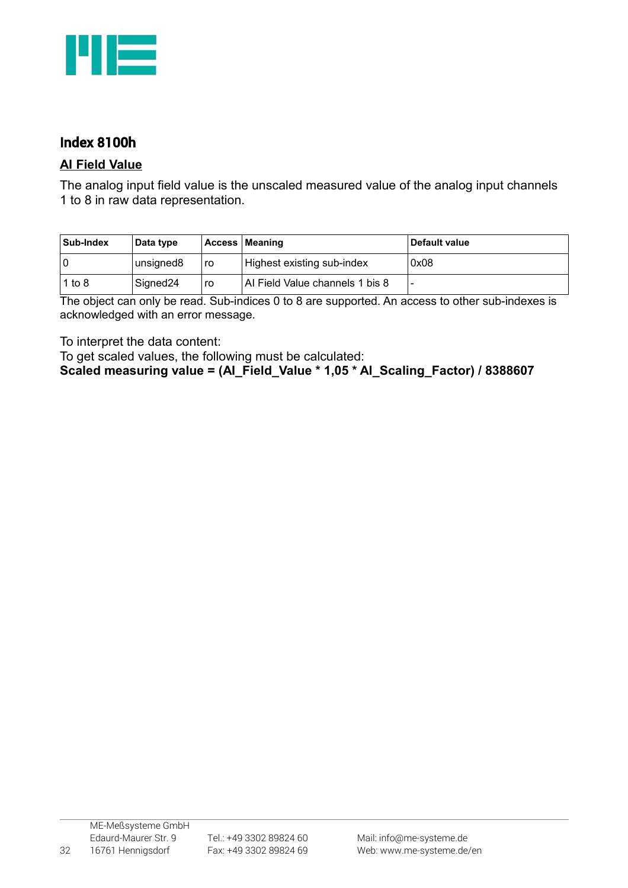## Index 8100h

### AI Field Value

The analog input field value is the unscaled measured value of the analog input channels 1 to 8 in raw data representation.

| Sub-Index | Data type | Access | Meaning | Default value |
|---|---|---|---|---|
| 0 | unsigned8 | ro | Highest existing sub-index | 0x08 |
| 1 to 8 | Signed24 | ro | AI Field Value channels 1 bis 8 | - |

The object can only be read. Sub-indices 0 to 8 are supported. An access to other sub-indexes is acknowledged with an error message.

To interpret the data content:
To get scaled values, the following must be calculated:
**Scaled measuring value = (AI_Field_Value * 1,05 * AI_Scaling_Factor) / 8388607**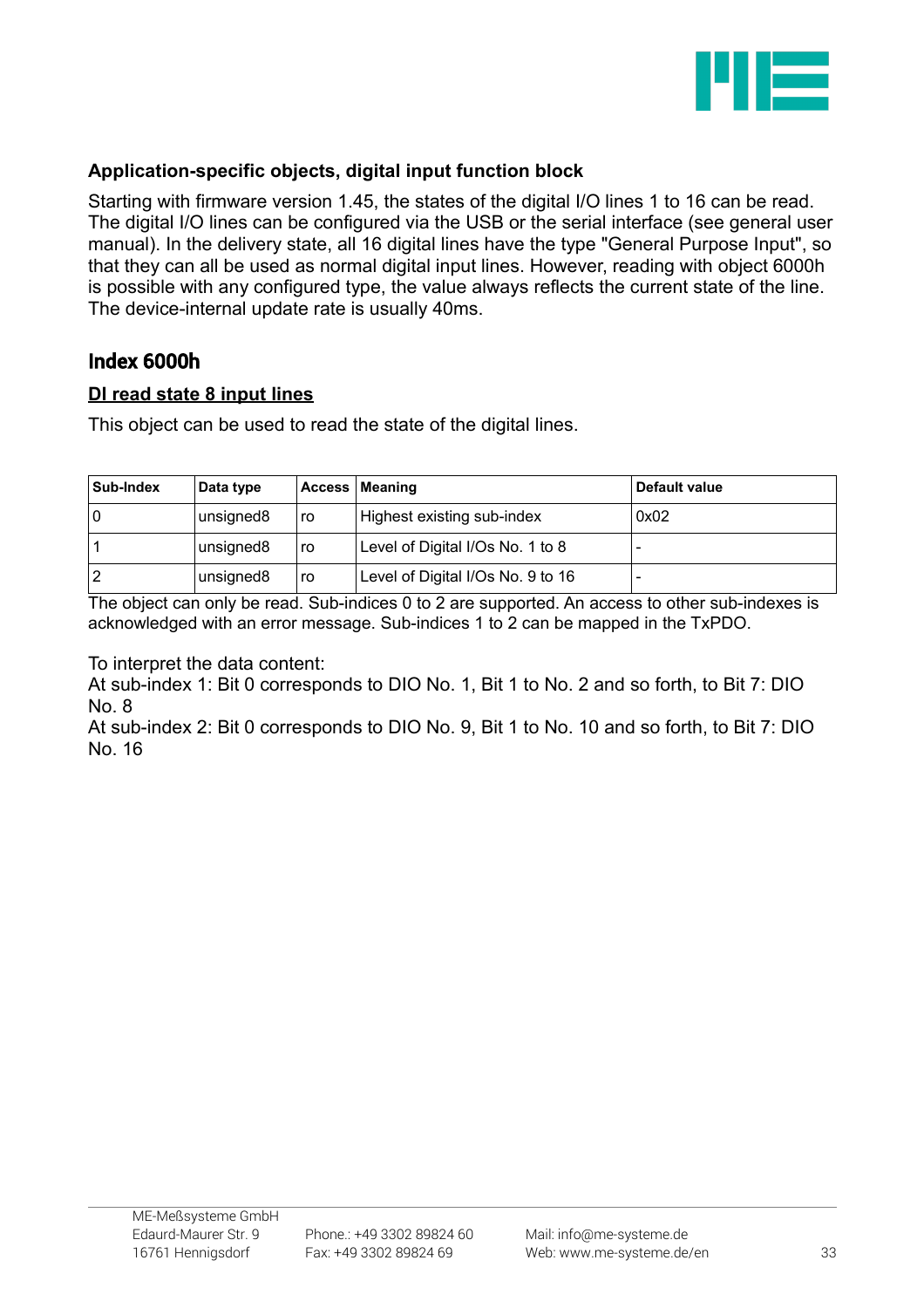### Application-specific objects, digital input function block

Starting with firmware version 1.45, the states of the digital I/O lines 1 to 16 can be read. The digital I/O lines can be configured via the USB or the serial interface (see general user manual). In the delivery state, all 16 digital lines have the type "General Purpose Input", so that they can all be used as normal digital input lines. However, reading with object 6000h is possible with any configured type, the value always reflects the current state of the line. The device-internal update rate is usually 40ms.

## Index 6000h

**DI read state 8 input lines**

This object can be used to read the state of the digital lines.

| Sub-Index | Data type | Access | Meaning | Default value |
|---|---|---|---|---|
| 0 | unsigned8 | ro | Highest existing sub-index | 0x02 |
| 1 | unsigned8 | ro | Level of Digital I/Os No. 1 to 8 | - |
| 2 | unsigned8 | ro | Level of Digital I/Os No. 9 to 16 | - |

The object can only be read. Sub-indices 0 to 2 are supported. An access to other sub-indexes is acknowledged with an error message. Sub-indices 1 to 2 can be mapped in the TxPDO.

To interpret the data content:
At sub-index 1: Bit 0 corresponds to DIO No. 1, Bit 1 to No. 2 and so forth, to Bit 7: DIO No. 8
At sub-index 2: Bit 0 corresponds to DIO No. 9, Bit 1 to No. 10 and so forth, to Bit 7: DIO No. 16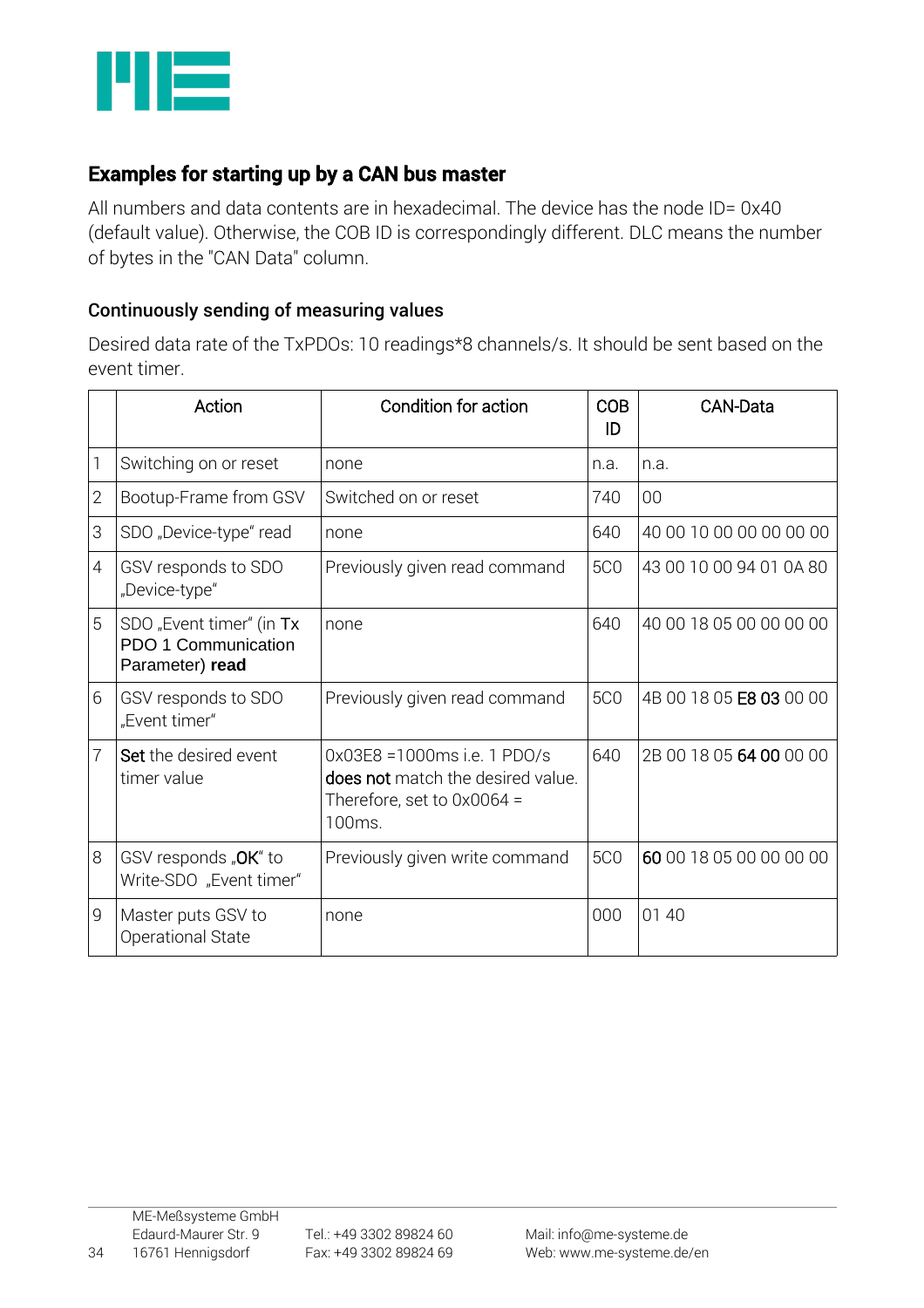## Examples for starting up by a CAN bus master

All numbers and data contents are in hexadecimal. The device has the node ID= 0x40 (default value). Otherwise, the COB ID is correspondingly different. DLC means the number of bytes in the "CAN Data" column.

### Continuously sending of measuring values

Desired data rate of the TxPDOs: 10 readings*8 channels/s. It should be sent based on the event timer.

| | Action | Condition for action | COB ID | CAN-Data |
|---|---|---|---|---|
| 1 | Switching on or reset | none | n.a. | n.a. |
| 2 | Bootup-Frame from GSV | Switched on or reset | 740 | 00 |
| 3 | SDO „Device-type" read | none | 640 | 40 00 10 00 00 00 00 00 |
| 4 | GSV responds to SDO „Device-type" | Previously given read command | 5C0 | 43 00 10 00 94 01 0A 80 |
| 5 | SDO „Event timer" (in Tx PDO 1 Communication Parameter) **read** | none | 640 | 40 00 18 05 00 00 00 00 |
| 6 | GSV responds to SDO „Event timer" | Previously given read command | 5C0 | 4B 00 18 05 E8 03 00 00 |
| 7 | Set the desired event timer value | 0x03E8 =1000ms i.e. 1 PDO/s does not match the desired value. Therefore, set to 0x0064 = 100ms. | 640 | 2B 00 18 05 64 00 00 00 |
| 8 | GSV responds „OK" to Write-SDO „Event timer" | Previously given write command | 5C0 | 60 00 18 05 00 00 00 00 |
| 9 | Master puts GSV to Operational State | none | 000 | 01 40 |

ME-Meßsysteme GmbH
Edaurd-Maurer Str. 9
16761 Hennigsdorf

Tel.: +49 3302 89824 60
Fax: +49 3302 89824 69

Mail: info@me-systeme.de
Web: www.me-systeme.de/en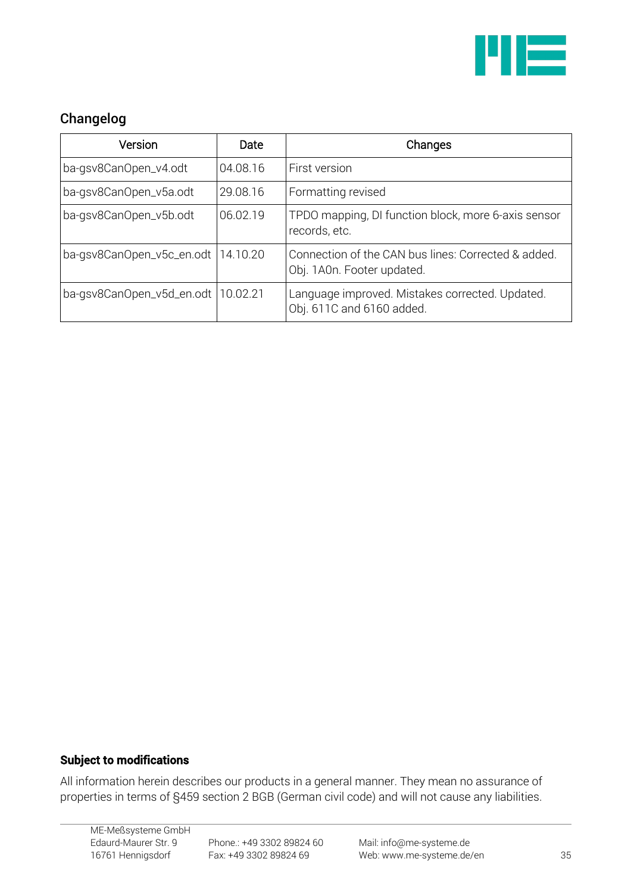## Changelog

| Version | Date | Changes |
|---|---|---|
| ba-gsv8CanOpen_v4.odt | 04.08.16 | First version |
| ba-gsv8CanOpen_v5a.odt | 29.08.16 | Formatting revised |
| ba-gsv8CanOpen_v5b.odt | 06.02.19 | TPDO mapping, DI function block, more 6-axis sensor records, etc. |
| ba-gsv8CanOpen_v5c_en.odt | 14.10.20 | Connection of the CAN bus lines: Corrected & added. Obj. 1A0n. Footer updated. |
| ba-gsv8CanOpen_v5d_en.odt | 10.02.21 | Language improved. Mistakes corrected. Updated. Obj. 611C and 6160 added. |

**Subject to modifications**

All information herein describes our products in a general manner. They mean no assurance of properties in terms of §459 section 2 BGB (German civil code) and will not cause any liabilities.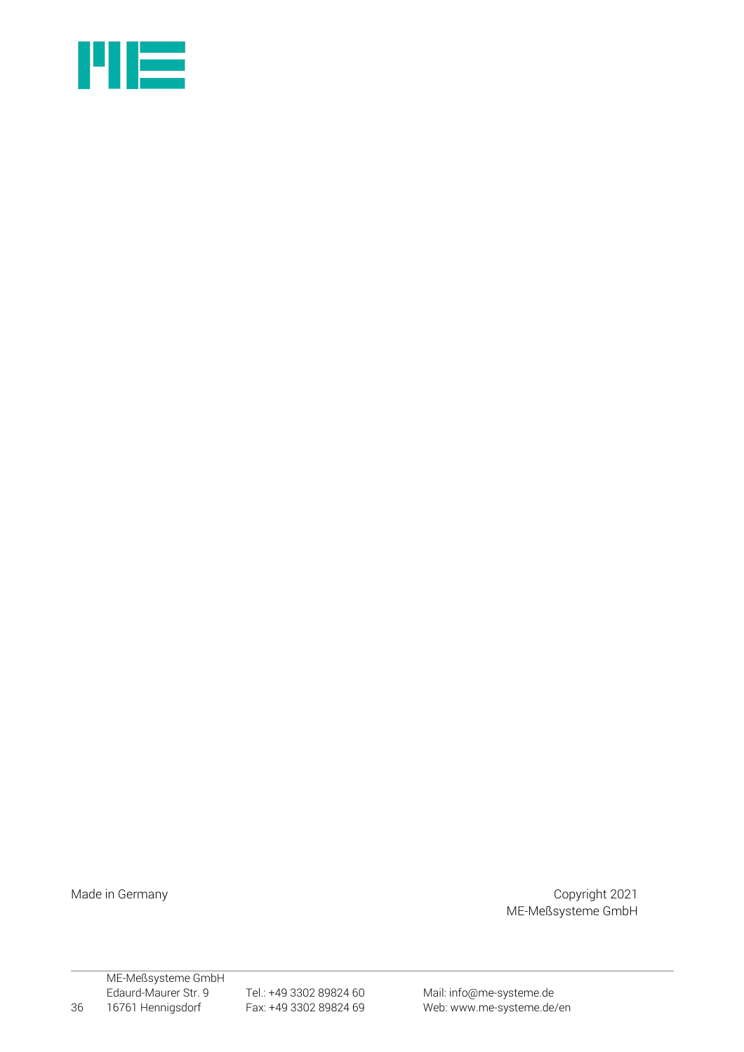Made in Germany

Copyright 2021
ME-Meßsysteme GmbH

ME-Meßsysteme GmbH
Edaurd-Maurer Str. 9
16761 Hennigsdorf

Tel.: +49 3302 89824 60
Fax: +49 3302 89824 69

Mail: info@me-systeme.de
Web: www.me-systeme.de/en